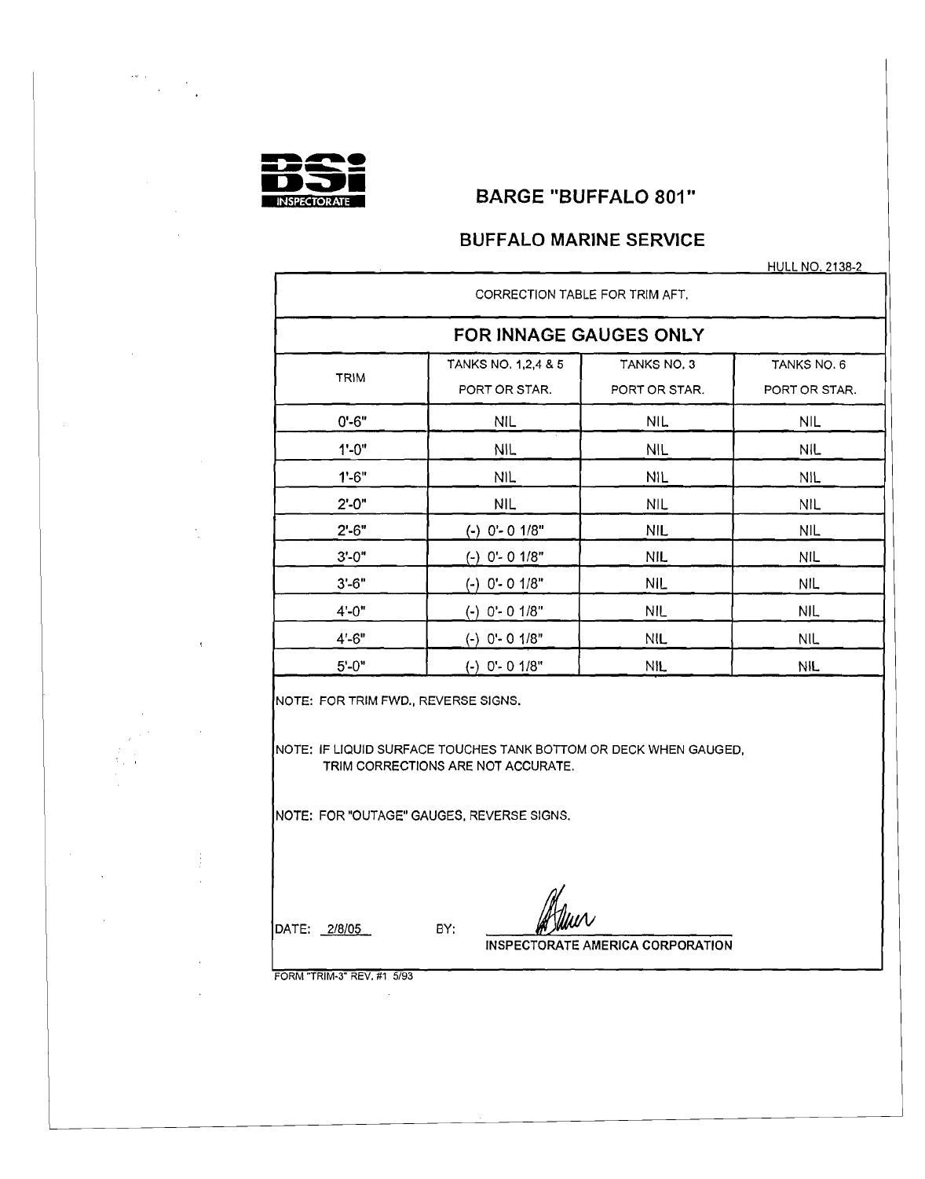BSi INSPECTORATE

# BARGE "BUFFALO 801"

## BUFFALO MARINE SERVICE

HULL NO. 2138-2

CORRECTION TABLE FOR TRIM AFT.

### FOR INNAGE GAUGES ONLY

| TRIM | TANKS NO. 1,2,4 & 5 PORT OR STAR. | TANKS NO. 3 PORT OR STAR. | TANKS NO. 6 PORT OR STAR. |
|---|---|---|---|
| 0'-6" | NIL | NIL | NIL |
| 1'-0" | NIL | NIL | NIL |
| 1'-6" | NIL | NIL | NIL |
| 2'-0" | NIL | NIL | NIL |
| 2'-6" | (-) 0'- 0 1/8" | NIL | NIL |
| 3'-0" | (-) 0'- 0 1/8" | NIL | NIL |
| 3'-6" | (-) 0'- 0 1/8" | NIL | NIL |
| 4'-0" | (-) 0'- 0 1/8" | NIL | NIL |
| 4'-6" | (-) 0'- 0 1/8" | NIL | NIL |
| 5'-0" | (-) 0'- 0 1/8" | NIL | NIL |

NOTE: FOR TRIM FWD., REVERSE SIGNS.

NOTE: IF LIQUID SURFACE TOUCHES TANK BOTTOM OR DECK WHEN GAUGED, TRIM CORRECTIONS ARE NOT ACCURATE.

NOTE: FOR "OUTAGE" GAUGES, REVERSE SIGNS.

DATE: 2/8/05 BY: INSPECTORATE AMERICA CORPORATION

FORM "TRIM-3" REV. #1 5/93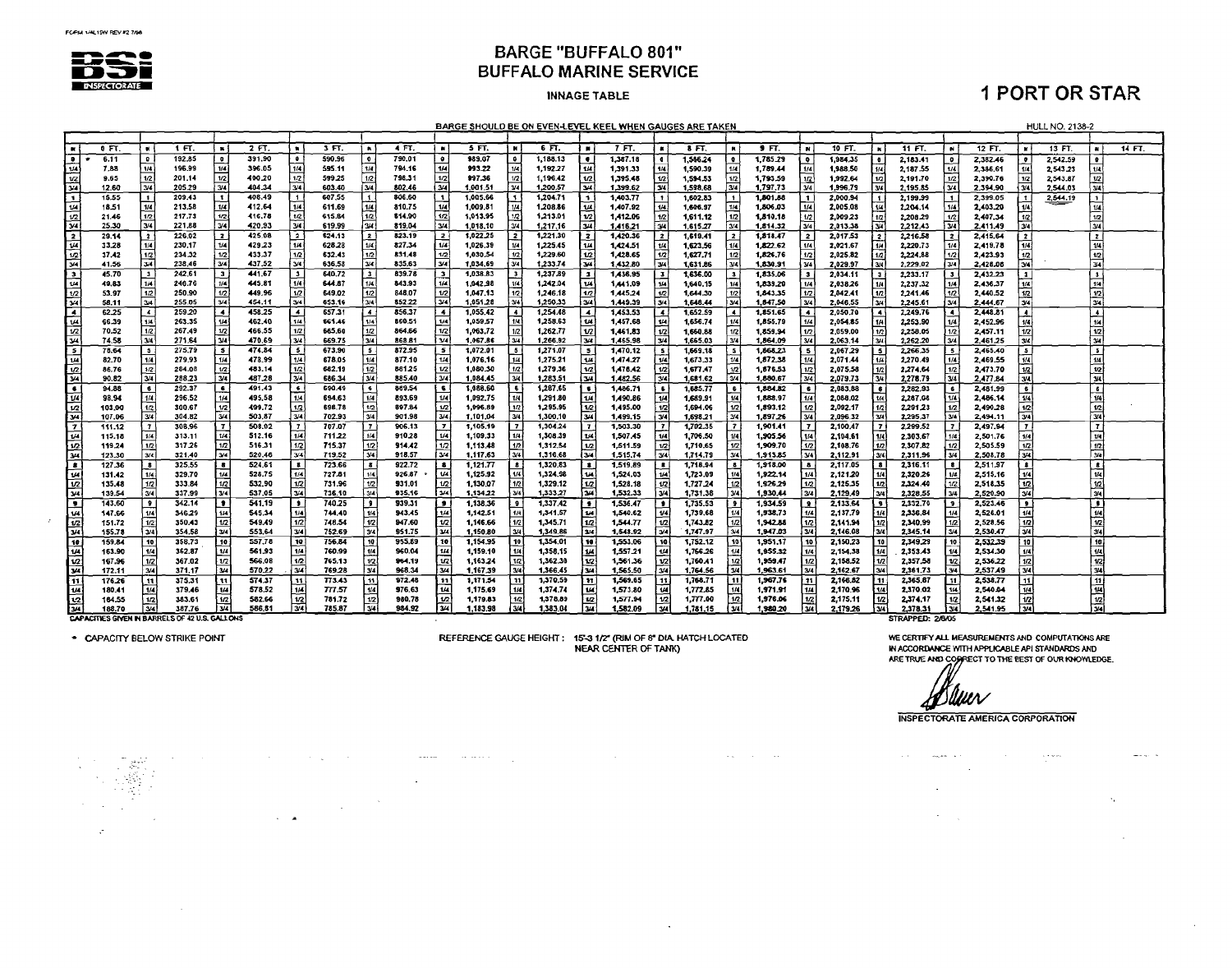# BARGE "BUFFALO 801"

# BUFFALO MARINE SERVICE

## INNAGE TABLE

## 1 PORT OR STAR

BARGE SHOULD BE ON EVEN-LEVEL KEEL WHEN GAUGES ARE TAKEN

HULL NO. 2138-2

| IN | 0 FT. | 1 FT. | 2 FT. | 3 FT. | 4 FT. | 5 FT. | 6 FT. | 7 FT. | 8 FT. | 9 FT. | 10 FT. | 11 FT. | 12 FT. | 13 FT. | 14 FT. |
|---|---|---|---|---|---|---|---|---|---|---|---|---|---|---|---|
| 0 | * 6.11 | 192.85 | 391.90 | 590.96 | 790.01 | 989.07 | 1,188.13 | 1,387.18 | 1,586.24 | 1,785.29 | 1,984.35 | 2,183.41 | 2,382.46 | 2,542.59 | |
| 1/4 | 7.88 | 196.99 | 396.05 | 595.11 | 794.16 | 993.22 | 1,192.27 | 1,391.33 | 1,590.39 | 1,789.44 | 1,988.50 | 2,187.55 | 2,386.61 | 2,543.23 | |
| 1/2 | 9.65 | 201.14 | 400.20 | 599.25 | 798.31 | 997.36 | 1,196.42 | 1,395.48 | 1,594.53 | 1,793.59 | 1,992.64 | 2,191.70 | 2,390.76 | 2,543.87 | |
| 3/4 | 12.60 | 205.29 | 404.34 | 603.40 | 802.46 | 1,001.51 | 1,200.57 | 1,399.62 | 1,598.68 | 1,797.73 | 1,996.79 | 2,195.85 | 2,394.90 | 2,544.03 | |
| 1 | 16.55 | 209.43 | 408.49 | 607.55 | 806.60 | 1,005.66 | 1,204.71 | 1,403.77 | 1,602.83 | 1,801.88 | 2,000.94 | 2,199.99 | 2,399.05 | 2,544.19 | |
| 1/4 | 18.51 | 213.58 | 412.64 | 611.69 | 810.75 | 1,009.81 | 1,208.86 | 1,407.92 | 1,606.97 | 1,806.03 | 2,005.08 | 2,204.14 | 2,403.20 | | |
| 1/2 | 21.46 | 217.73 | 416.78 | 615.84 | 814.90 | 1,013.95 | 1,213.01 | 1,412.06 | 1,611.12 | 1,810.18 | 2,009.23 | 2,208.29 | 2,407.34 | | |
| 3/4 | 25.30 | 221.88 | 420.93 | 619.99 | 819.04 | 1,018.10 | 1,217.16 | 1,416.21 | 1,615.27 | 1,814.32 | 2,013.38 | 2,212.43 | 2,411.49 | | |
| 2 | 29.14 | 226.02 | 425.08 | 624.13 | 823.19 | 1,022.25 | 1,221.30 | 1,420.36 | 1,619.41 | 1,818.47 | 2,017.53 | 2,216.58 | 2,415.64 | | |
| 1/4 | 33.28 | 230.17 | 429.23 | 628.28 | 827.34 | 1,026.39 | 1,225.45 | 1,424.51 | 1,623.56 | 1,822.62 | 2,021.67 | 2,220.73 | 2,419.78 | | |
| 1/2 | 37.42 | 234.32 | 433.37 | 632.43 | 831.48 | 1,030.54 | 1,229.60 | 1,428.65 | 1,627.71 | 1,826.76 | 2,025.82 | 2,224.88 | 2,423.93 | | |
| 3/4 | 41.56 | 238.46 | 437.52 | 636.58 | 835.63 | 1,034.69 | 1,233.74 | 1,432.80 | 1,631.86 | 1,830.91 | 2,029.97 | 2,229.02 | 2,428.08 | | |
| 3 | 45.70 | 242.61 | 441.67 | 640.72 | 839.78 | 1,038.83 | 1,237.89 | 1,436.95 | 1,636.00 | 1,835.06 | 2,034.11 | 2,233.17 | 2,432.23 | | |
| 1/4 | 49.83 | 246.76 | 445.81 | 644.87 | 843.93 | 1,042.98 | 1,242.04 | 1,441.09 | 1,640.15 | 1,839.20 | 2,038.26 | 2,237.32 | 2,436.37 | | |
| 1/2 | 53.97 | 250.90 | 449.96 | 649.02 | 848.07 | 1,047.13 | 1,246.18 | 1,445.24 | 1,644.30 | 1,843.35 | 2,042.41 | 2,241.46 | 2,440.52 | | |
| 3/4 | 58.11 | 255.05 | 454.11 | 653.16 | 852.22 | 1,051.28 | 1,250.33 | 1,449.39 | 1,648.44 | 1,847.50 | 2,046.55 | 2,245.61 | 2,444.67 | | |
| 4 | 62.25 | 259.20 | 458.25 | 657.31 | 856.37 | 1,055.42 | 1,254.48 | 1,453.53 | 1,652.59 | 1,851.65 | 2,050.70 | 2,249.76 | 2,448.81 | | |
| 1/4 | 66.39 | 263.35 | 462.40 | 661.46 | 860.51 | 1,059.57 | 1,258.63 | 1,457.68 | 1,656.74 | 1,855.79 | 2,054.85 | 2,253.90 | 2,452.96 | | |
| 1/2 | 70.52 | 267.49 | 466.55 | 665.60 | 864.66 | 1,063.72 | 1,262.77 | 1,461.83 | 1,660.88 | 1,859.94 | 2,059.00 | 2,258.05 | 2,457.11 | | |
| 3/4 | 74.58 | 271.64 | 470.69 | 669.75 | 868.81 | 1,067.86 | 1,266.92 | 1,465.98 | 1,665.03 | 1,864.09 | 2,063.14 | 2,262.20 | 2,461.25 | | |
| 5 | 78.64 | 275.79 | 474.84 | 673.90 | 872.95 | 1,072.01 | 1,271.07 | 1,470.12 | 1,669.18 | 1,868.23 | 2,067.29 | 2,266.35 | 2,465.40 | | |
| 1/4 | 82.70 | 279.93 | 478.99 | 678.05 | 877.10 | 1,076.16 | 1,275.21 | 1,474.27 | 1,673.33 | 1,872.38 | 2,071.44 | 2,270.49 | 2,469.55 | | |
| 1/2 | 86.76 | 284.08 | 483.14 | 682.19 | 881.25 | 1,080.30 | 1,279.36 | 1,478.42 | 1,677.47 | 1,876.53 | 2,075.58 | 2,274.64 | 2,473.70 | | |
| 3/4 | 90.82 | 288.23 | 487.28 | 686.34 | 885.40 | 1,084.45 | 1,283.51 | 1,482.56 | 1,681.62 | 1,880.67 | 2,079.73 | 2,278.79 | 2,477.84 | | |
| 6 | 94.88 | 292.37 | 491.43 | 690.49 | 889.54 | 1,088.60 | 1,287.65 | 1,486.71 | 1,685.77 | 1,884.82 | 2,083.88 | 2,282.93 | 2,481.99 | | |
| 1/4 | 98.94 | 296.52 | 495.58 | 694.63 | 893.69 | 1,092.75 | 1,291.80 | 1,490.86 | 1,689.91 | 1,888.97 | 2,088.02 | 2,287.08 | 2,486.14 | | |
| 1/2 | 103.00 | 300.67 | 499.72 | 698.78 | 897.84 | 1,096.89 | 1,295.95 | 1,495.00 | 1,694.06 | 1,893.12 | 2,092.17 | 2,291.23 | 2,490.28 | | |
| 3/4 | 107.06 | 304.82 | 503.87 | 702.93 | 901.98 | 1,101.04 | 1,300.10 | 1,499.15 | 1,698.21 | 1,897.26 | 2,096.32 | 2,295.37 | 2,494.11 | | |
| 7 | 111.12 | 308.96 | 508.02 | 707.07 | 906.13 | 1,105.19 | 1,304.24 | 1,503.30 | 1,702.35 | 1,901.41 | 2,100.47 | 2,299.52 | 2,497.94 | | |
| 1/4 | 115.18 | 313.11 | 512.16 | 711.22 | 910.28 | 1,109.33 | 1,308.39 | 1,507.45 | 1,706.50 | 1,905.56 | 2,104.61 | 2,303.67 | 2,501.76 | | |
| 1/2 | 119.24 | 317.26 | 516.31 | 715.37 | 914.42 | 1,113.48 | 1,312.54 | 1,511.59 | 1,710.65 | 1,909.70 | 2,108.76 | 2,307.82 | 2,505.59 | | |
| 3/4 | 123.30 | 321.40 | 520.46 | 719.52 | 918.57 | 1,117.63 | 1,316.68 | 1,515.74 | 1,714.79 | 1,913.85 | 2,112.91 | 2,311.96 | 2,508.78 | | |
| 8 | 127.36 | 325.55 | 524.61 | 723.66 | 922.72 | 1,121.77 | 1,320.83 | 1,519.89 | 1,718.94 | 1,918.00 | 2,117.05 | 2,316.11 | 2,511.97 | | |
| 1/4 | 131.42 | 329.70 | 528.75 | 727.81 | 926.87 | 1,125.92 | 1,324.98 | 1,524.03 | 1,723.09 | 1,922.14 | 2,121.20 | 2,320.26 | 2,515.16 | | |
| 1/2 | 135.48 | 333.84 | 532.90 | 731.96 | 931.01 | 1,130.07 | 1,329.12 | 1,528.18 | 1,727.24 | 1,926.29 | 2,125.35 | 2,324.40 | 2,518.35 | | |
| 3/4 | 139.54 | 337.99 | 537.05 | 736.10 | 935.16 | 1,134.22 | 1,333.27 | 1,532.33 | 1,731.38 | 1,930.44 | 2,129.49 | 2,328.55 | 2,520.90 | | |
| 9 | 143.60 | 342.14 | 541.19 | 740.25 | 939.31 | 1,138.36 | 1,337.42 | 1,536.47 | 1,735.53 | 1,934.59 | 2,133.64 | 2,332.70 | 2,523.46 | | |
| 1/4 | 147.66 | 346.29 | 545.34 | 744.40 | 943.45 | 1,142.51 | 1,341.57 | 1,540.62 | 1,739.68 | 1,938.73 | 2,137.79 | 2,336.84 | 2,526.01 | | |
| 1/2 | 151.72 | 350.43 | 549.49 | 748.54 | 947.60 | 1,146.66 | 1,345.71 | 1,544.77 | 1,743.82 | 1,942.88 | 2,141.94 | 2,340.99 | 2,528.56 | | |
| 3/4 | 155.78 | 354.58 | 553.64 | 752.69 | 951.75 | 1,150.80 | 1,349.86 | 1,548.92 | 1,747.97 | 1,947.03 | 2,146.08 | 2,345.14 | 2,530.47 | | |
| 10 | 159.84 | 358.73 | 557.78 | 756.84 | 955.89 | 1,154.95 | 1,354.01 | 1,553.06 | 1,752.12 | 1,951.17 | 2,150.23 | 2,349.29 | 2,532.39 | | |
| 1/4 | 163.90 | 362.87 | 561.93 | 760.99 | 960.04 | 1,159.10 | 1,358.15 | 1,557.21 | 1,756.26 | 1,955.32 | 2,154.38 | 2,353.43 | 2,534.30 | | |
| 1/2 | 167.96 | 367.02 | 566.08 | 765.13 | 964.19 | 1,163.24 | 1,362.30 | 1,561.36 | 1,760.41 | 1,959.47 | 2,158.52 | 2,357.58 | 2,536.22 | | |
| 3/4 | 172.11 | 371.17 | 570.22 | 769.28 | 968.34 | 1,167.39 | 1,366.45 | 1,565.50 | 1,764.56 | 1,963.61 | 2,162.67 | 2,361.73 | 2,537.49 | | |
| 11 | 176.26 | 375.31 | 574.37 | 773.43 | 972.48 | 1,171.54 | 1,370.59 | 1,569.65 | 1,768.71 | 1,967.76 | 2,166.82 | 2,365.87 | 2,538.77 | | |
| 1/4 | 180.41 | 379.46 | 578.52 | 777.57 | 976.63 | 1,175.69 | 1,374.74 | 1,573.80 | 1,772.85 | 1,971.91 | 2,170.96 | 2,370.02 | 2,540.04 | | |
| 1/2 | 184.55 | 383.61 | 582.66 | 781.72 | 980.78 | 1,179.83 | 1,378.89 | 1,577.94 | 1,777.00 | 1,976.06 | 2,175.11 | 2,374.17 | 2,541.32 | | |
| 3/4 | 188.70 | 387.76 | 586.81 | 785.87 | 984.92 | 1,183.98 | 1,383.04 | 1,582.09 | 1,781.15 | 1,980.20 | 2,179.26 | 2,378.31 | 2,541.95 | | |

CAPACITIES GIVEN IN BARRELS OF 42 U.S. GALLONS

STRAPPED: 2/8/05

* CAPACITY BELOW STRIKE POINT

REFERENCE GAUGE HEIGHT: 15'-3 1/2" (RIM OF 8" DIA. HATCH LOCATED NEAR CENTER OF TANK)

WE CERTIFY ALL MEASUREMENTS AND COMPUTATIONS ARE IN ACCORDANCE WITH APPLICABLE API STANDARDS AND ARE TRUE AND CORRECT TO THE BEST OF OUR KNOWLEDGE.

INSPECTORATE AMERICA CORPORATION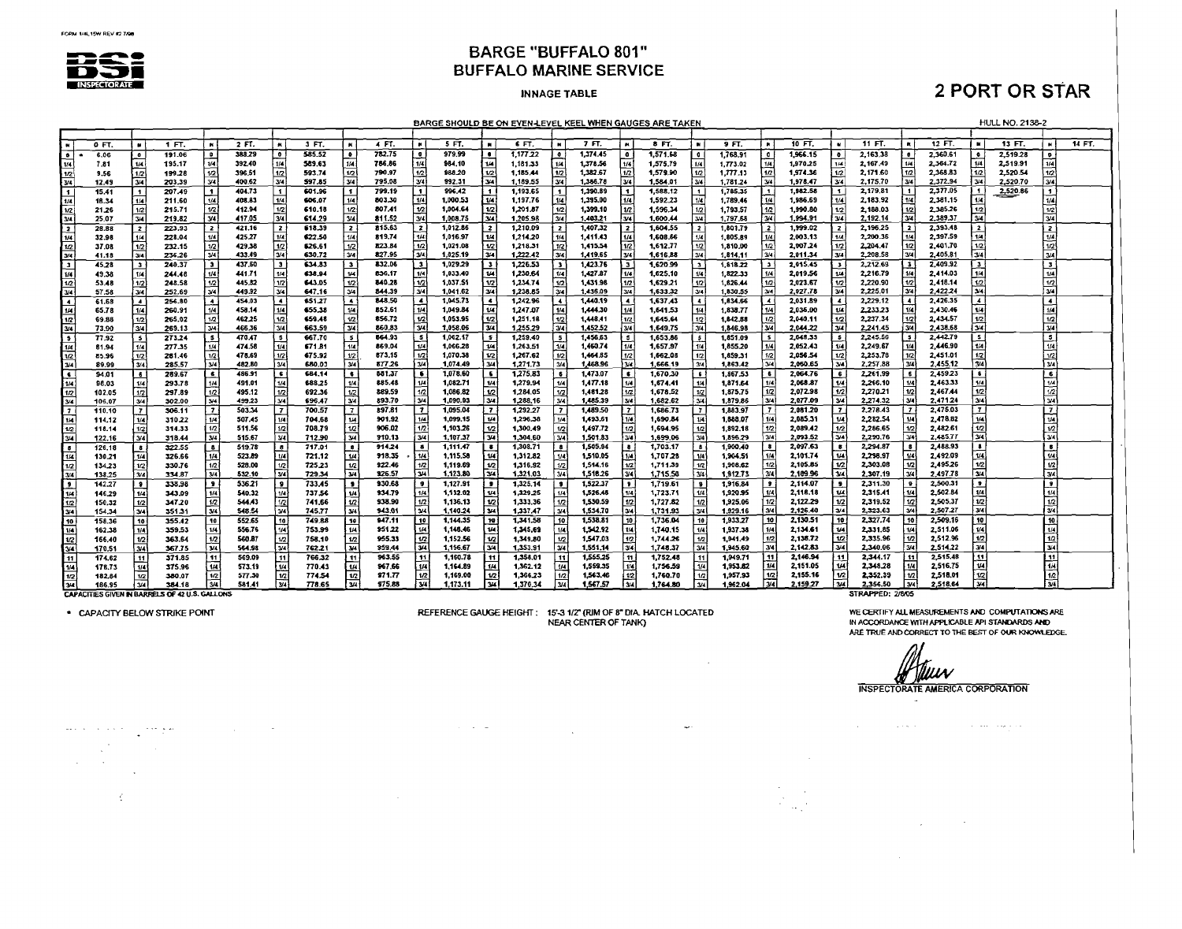FORM 1/AL15W REV #2 7/98

**BSI INSPECTORATE**

# BARGE "BUFFALO 801"
# BUFFALO MARINE SERVICE

### INNAGE TABLE

## 2 PORT OR STAR

BARGE SHOULD BE ON EVEN-LEVEL KEEL WHEN GAUGES ARE TAKEN

HULL NO. 2138-2

| " | 0 FT. | 1 FT. | 2 FT. | 3 FT. | 4 FT. | 5 FT. | 6 FT. | 7 FT. | 8 FT. | 9 FT. | 10 FT. | 11 FT. | 12 FT. | 13 FT. | 14 FT. |
|---|---|---|---|---|---|---|---|---|---|---|---|---|---|---|---|
| 0 | * 6.06 | 191.06 | 388.29 | 585.52 | 782.75 | 979.99 | 1,177.22 | 1,374.45 | 1,571.68 | 1,768.91 | 1,966.15 | 2,163.38 | 2,360.61 | 2,519.28 | |
| 1/4 | 7.81 | 195.17 | 392.40 | 589.63 | 786.86 | 984.10 | 1,181.33 | 1,378.56 | 1,575.79 | 1,773.02 | 1,970.25 | 2,167.49 | 2,364.72 | 2,519.91 | |
| 1/2 | 9.56 | 199.28 | 396.51 | 593.74 | 790.97 | 988.20 | 1,185.44 | 1,382.67 | 1,579.90 | 1,777.13 | 1,974.36 | 2,171.60 | 2,368.83 | 2,520.54 | |
| 3/4 | 12.49 | 203.39 | 400.62 | 597.85 | 795.08 | 992.31 | 1,189.55 | 1,386.78 | 1,584.01 | 1,781.24 | 1,978.47 | 2,175.70 | 2,372.94 | 2,520.70 | |
| 1 | 15.41 | 207.49 | 404.73 | 601.96 | 799.19 | 996.42 | 1,193.65 | 1,390.89 | 1,588.12 | 1,785.35 | 1,982.58 | 2,179.81 | 2,377.05 | 2,520.86 | |
| 1/4 | 18.34 | 211.60 | 408.83 | 606.07 | 803.30 | 1,000.53 | 1,197.76 | 1,395.00 | 1,592.23 | 1,789.46 | 1,986.69 | 2,183.92 | 2,381.15 | | |
| 1/2 | 21.26 | 215.71 | 412.94 | 610.18 | 807.41 | 1,004.64 | 1,201.87 | 1,399.10 | 1,596.34 | 1,793.57 | 1,990.80 | 2,188.03 | 2,385.26 | | |
| 3/4 | 25.07 | 219.82 | 417.05 | 614.29 | 811.52 | 1,008.75 | 1,205.98 | 1,403.21 | 1,600.44 | 1,797.68 | 1,994.91 | 2,192.14 | 2,389.37 | | |
| 2 | 28.88 | 223.93 | 421.16 | 618.39 | 815.63 | 1,012.86 | 1,210.09 | 1,407.32 | 1,604.55 | 1,801.79 | 1,999.02 | 2,196.25 | 2,393.48 | | |
| 1/4 | 32.98 | 228.04 | 425.27 | 622.50 | 819.74 | 1,016.97 | 1,214.20 | 1,411.43 | 1,608.66 | 1,805.89 | 2,003.13 | 2,200.36 | 2,397.59 | | |
| 1/2 | 37.08 | 232.15 | 429.38 | 626.61 | 823.84 | 1,021.08 | 1,218.31 | 1,415.54 | 1,612.77 | 1,810.00 | 2,007.24 | 2,204.47 | 2,401.70 | | |
| 3/4 | 41.18 | 236.26 | 433.49 | 630.72 | 827.95 | 1,025.19 | 1,222.42 | 1,419.65 | 1,616.88 | 1,814.11 | 2,011.34 | 2,208.58 | 2,405.81 | | |
| 3 | 45.28 | 240.37 | 437.60 | 634.83 | 832.06 | 1,029.29 | 1,226.53 | 1,423.76 | 1,620.99 | 1,818.22 | 2,015.45 | 2,212.69 | 2,409.92 | | |
| 1/4 | 49.38 | 244.48 | 441.71 | 638.94 | 836.17 | 1,033.40 | 1,230.64 | 1,427.87 | 1,625.10 | 1,822.33 | 2,019.56 | 2,216.79 | 2,414.03 | | |
| 1/2 | 53.48 | 248.58 | 445.82 | 643.05 | 840.28 | 1,037.51 | 1,234.74 | 1,431.98 | 1,629.21 | 1,826.44 | 2,023.67 | 2,220.90 | 2,418.14 | | |
| 3/4 | 57.58 | 252.69 | 449.92 | 647.16 | 844.39 | 1,041.62 | 1,238.85 | 1,436.09 | 1,633.32 | 1,830.55 | 2,027.78 | 2,225.01 | 2,422.24 | | |
| 4 | 61.68 | 256.80 | 454.03 | 651.27 | 848.50 | 1,045.73 | 1,242.96 | 1,440.19 | 1,637.43 | 1,834.66 | 2,031.89 | 2,229.12 | 2,426.35 | | |
| 1/4 | 65.78 | 260.91 | 458.14 | 655.38 | 852.61 | 1,049.84 | 1,247.07 | 1,444.30 | 1,641.53 | 1,838.77 | 2,036.00 | 2,233.23 | 2,430.46 | | |
| 1/2 | 69.88 | 265.02 | 462.25 | 659.48 | 856.72 | 1,053.95 | 1,251.18 | 1,448.41 | 1,645.64 | 1,842.88 | 2,040.11 | 2,237.34 | 2,434.57 | | |
| 3/4 | 73.90 | 269.13 | 466.36 | 663.59 | 860.83 | 1,058.06 | 1,255.29 | 1,452.52 | 1,649.75 | 1,846.98 | 2,044.22 | 2,241.45 | 2,438.68 | | |
| 5 | 77.92 | 273.24 | 470.47 | 667.70 | 864.93 | 1,062.17 | 1,259.40 | 1,456.63 | 1,653.86 | 1,851.09 | 2,048.33 | 2,245.56 | 2,442.79 | | |
| 1/4 | 81.94 | 277.35 | 474.58 | 671.81 | 869.04 | 1,066.28 | 1,263.51 | 1,460.74 | 1,657.97 | 1,855.20 | 2,052.43 | 2,249.67 | 2,446.90 | | |
| 1/2 | 85.96 | 281.46 | 478.69 | 675.92 | 873.15 | 1,070.38 | 1,267.62 | 1,464.85 | 1,662.08 | 1,859.31 | 2,056.54 | 2,253.78 | 2,451.01 | | |
| 3/4 | 89.99 | 285.57 | 482.80 | 680.03 | 877.26 | 1,074.49 | 1,271.73 | 1,468.96 | 1,666.19 | 1,863.42 | 2,060.65 | 2,257.88 | 2,455.12 | | |
| 6 | 94.01 | 289.67 | 486.91 | 684.14 | 881.37 | 1,078.60 | 1,275.83 | 1,473.07 | 1,670.30 | 1,867.53 | 2,064.76 | 2,261.99 | 2,459.23 | | |
| 1/4 | 98.03 | 293.78 | 491.01 | 688.25 | 885.48 | 1,082.71 | 1,279.94 | 1,477.18 | 1,674.41 | 1,871.64 | 2,068.87 | 2,266.10 | 2,463.33 | | |
| 1/2 | 102.05 | 297.89 | 495.12 | 692.36 | 889.59 | 1,086.82 | 1,284.05 | 1,481.28 | 1,678.52 | 1,875.75 | 2,072.98 | 2,270.21 | 2,467.44 | | |
| 3/4 | 106.07 | 302.00 | 499.23 | 696.47 | 893.70 | 1,090.93 | 1,288.16 | 1,485.39 | 1,682.62 | 1,879.86 | 2,077.09 | 2,274.32 | 2,471.24 | | |
| 7 | 110.10 | 306.11 | 503.34 | 700.57 | 897.81 | 1,095.04 | 1,292.27 | 1,489.50 | 1,686.73 | 1,883.97 | 2,081.20 | 2,278.43 | 2,475.03 | | |
| 1/4 | 114.12 | 310.22 | 507.45 | 704.68 | 901.92 | 1,099.15 | 1,296.38 | 1,493.61 | 1,690.84 | 1,888.07 | 2,085.31 | 2,282.54 | 2,478.82 | | |
| 1/2 | 118.14 | 314.33 | 511.56 | 708.79 | 906.02 | 1,103.26 | 1,300.49 | 1,497.72 | 1,694.95 | 1,892.18 | 2,089.42 | 2,286.65 | 2,482.61 | | |
| 3/4 | 122.16 | 318.44 | 515.67 | 712.90 | 910.13 | 1,107.37 | 1,304.60 | 1,501.83 | 1,699.06 | 1,896.29 | 2,093.52 | 2,290.76 | 2,485.77 | | |
| 8 | 126.18 | 322.55 | 519.78 | 717.01 | 914.24 | 1,111.47 | 1,308.71 | 1,505.94 | 1,703.17 | 1,900.40 | 2,097.63 | 2,294.87 | 2,488.93 | | |
| 1/4 | 130.21 | 326.66 | 523.89 | 721.12 | 918.35 | 1,115.58 | 1,312.82 | 1,510.05 | 1,707.28 | 1,904.51 | 2,101.74 | 2,298.97 | 2,492.09 | | |
| 1/2 | 134.23 | 330.76 | 528.00 | 725.23 | 922.46 | 1,119.69 | 1,316.92 | 1,514.16 | 1,711.39 | 1,908.62 | 2,105.85 | 2,303.08 | 2,495.26 | | |
| 3/4 | 138.25 | 334.87 | 532.10 | 729.34 | 926.57 | 1,123.80 | 1,321.03 | 1,518.26 | 1,715.50 | 1,912.73 | 2,109.96 | 2,307.19 | 2,497.78 | | |
| 9 | 142.27 | 338.98 | 536.21 | 733.45 | 930.68 | 1,127.91 | 1,325.14 | 1,522.37 | 1,719.61 | 1,916.84 | 2,114.07 | 2,311.30 | 2,500.31 | | |
| 1/4 | 146.29 | 343.09 | 540.32 | 737.56 | 934.79 | 1,132.02 | 1,329.25 | 1,526.48 | 1,723.71 | 1,920.95 | 2,118.18 | 2,315.41 | 2,502.84 | | |
| 1/2 | 150.32 | 347.20 | 544.43 | 741.66 | 938.90 | 1,136.13 | 1,333.36 | 1,530.59 | 1,727.82 | 1,925.06 | 2,122.29 | 2,319.52 | 2,505.37 | | |
| 3/4 | 154.34 | 351.31 | 548.54 | 745.77 | 943.01 | 1,140.24 | 1,337.47 | 1,534.70 | 1,731.93 | 1,929.16 | 2,126.40 | 2,323.63 | 2,507.27 | | |
| 10 | 158.36 | 355.42 | 552.65 | 749.88 | 947.11 | 1,144.35 | 1,341.58 | 1,538.81 | 1,736.04 | 1,933.27 | 2,130.51 | 2,327.74 | 2,509.16 | | |
| 1/4 | 162.38 | 359.53 | 556.76 | 753.99 | 951.22 | 1,148.46 | 1,345.69 | 1,542.92 | 1,740.15 | 1,937.38 | 2,134.61 | 2,331.85 | 2,511.06 | | |
| 1/2 | 166.40 | 363.64 | 560.87 | 758.10 | 955.33 | 1,152.56 | 1,349.80 | 1,547.03 | 1,744.26 | 1,941.49 | 2,138.72 | 2,335.96 | 2,512.96 | | |
| 3/4 | 170.51 | 367.75 | 564.98 | 762.21 | 959.44 | 1,156.67 | 1,353.91 | 1,551.14 | 1,748.37 | 1,945.60 | 2,142.83 | 2,340.06 | 2,514.22 | | |
| 11 | 174.62 | 371.85 | 569.09 | 766.32 | 963.55 | 1,160.78 | 1,358.01 | 1,555.25 | 1,752.48 | 1,949.71 | 2,146.94 | 2,344.17 | 2,515.48 | | |
| 1/4 | 178.73 | 375.96 | 573.19 | 770.43 | 967.66 | 1,164.89 | 1,362.12 | 1,559.35 | 1,756.59 | 1,953.82 | 2,151.05 | 2,348.28 | 2,516.75 | | |
| 1/2 | 182.84 | 380.07 | 577.30 | 774.54 | 971.77 | 1,169.00 | 1,366.23 | 1,563.46 | 1,760.70 | 1,957.93 | 2,155.16 | 2,352.39 | 2,518.01 | | |
| 3/4 | 186.95 | 384.18 | 581.41 | 778.65 | 975.88 | 1,173.11 | 1,370.34 | 1,567.57 | 1,764.80 | 1,962.04 | 2,159.27 | 2,356.50 | 2,518.64 | | |

CAPACITIES GIVEN IN BARRELS OF 42 U.S. GALLONS

STRAPPED: 2/8/05

\* CAPACITY BELOW STRIKE POINT

REFERENCE GAUGE HEIGHT: 15'-3 1/2" (RIM OF 8" DIA. HATCH LOCATED NEAR CENTER OF TANK)

WE CERTIFY ALL MEASUREMENTS AND COMPUTATIONS ARE IN ACCORDANCE WITH APPLICABLE API STANDARDS AND ARE TRUE AND CORRECT TO THE BEST OF OUR KNOWLEDGE.

INSPECTORATE AMERICA CORPORATION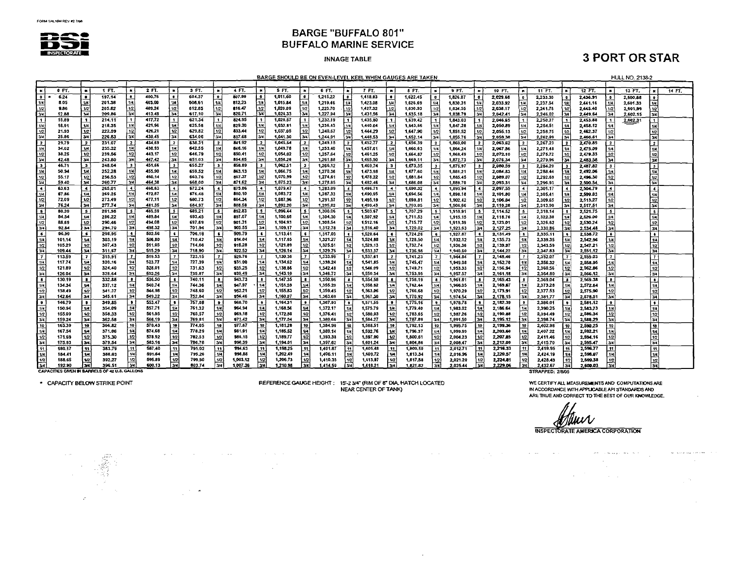FORM 1/4L16W REV #2 7/98

BSI INSPECTORATE

# BARGE "BUFFALO 801"
# BUFFALO MARINE SERVICE

INNAGE TABLE

## 3 PORT OR STAR

BARGE SHOULD BE ON EVEN-LEVEL KEEL WHEN GAUGES ARE TAKEN

HULL NO. 2138-2

| IN | 0 FT. | IN | 1 FT. | IN | 2 FT. | IN | 3 FT. | IN | 4 FT. | IN | 5 FT. | IN | 6 FT. | IN | 7 FT. | IN | 8 FT. | IN | 9 FT. | IN | 10 FT. | IN | 11 FT. | IN | 12 FT. | IN | 13 FT. | IN | 14 FT. |
|---|---|---|---|---|---|---|---|---|---|---|---|---|---|---|---|---|---|---|---|---|---|---|---|---|---|---|---|---|---|
| 0 | * 6.24 | 0 | 197.14 | 0 | 400.75 | 0 | 604.37 | 0 | 807.99 | 0 | 1,011.60 | 0 | 1,215.22 | 0 | 1,418.83 | 0 | 1,622.45 | 0 | 1,826.07 | 0 | 2,029.68 | 0 | 2,233.30 | 0 | 2,436.91 | 0 | 2,600.68 | 0 | |
| 1/4 | 8.05 | 1/4 | 201.38 | 1/4 | 405.00 | 1/4 | 608.61 | 1/4 | 812.23 | 1/4 | 1,015.84 | 1/4 | 1,219.46 | 1/4 | 1,423.08 | 1/4 | 1,626.69 | 1/4 | 1,830.31 | 1/4 | 2,033.92 | 1/4 | 2,237.54 | 1/4 | 2,441.16 | 1/4 | 2,601.33 | 1/4 | |
| 1/2 | 9.86 | 1/2 | 205.62 | 1/2 | 409.24 | 1/2 | 612.85 | 1/2 | 816.47 | 1/2 | 1,020.09 | 1/2 | 1,223.70 | 1/2 | 1,427.32 | 1/2 | 1,630.93 | 1/2 | 1,834.55 | 1/2 | 2,038.17 | 1/2 | 2,241.78 | 1/2 | 2,445.40 | 1/2 | 2,601.99 | 1/2 | |
| 3/4 | 12.88 | 3/4 | 209.86 | 3/4 | 413.48 | 3/4 | 617.10 | 3/4 | 820.71 | 3/4 | 1,024.33 | 3/4 | 1,227.94 | 3/4 | 1,431.56 | 3/4 | 1,635.18 | 3/4 | 1,838.79 | 3/4 | 2,042.41 | 3/4 | 2,246.02 | 3/4 | 2,449.64 | 3/4 | 2,602.15 | 3/4 | |
| 1 | 15.89 | 1 | 214.11 | 1 | 417.72 | 1 | 621.34 | 1 | 824.95 | 1 | 1,028.57 | 1 | 1,232.19 | 1 | 1,435.80 | 1 | 1,639.42 | 1 | 1,843.03 | 1 | 2,046.65 | 1 | 2,250.27 | 1 | 2,453.88 | 1 | 2,602.31 | 1 | |
| 1/4 | 18.91 | 1/4 | 218.35 | 1/4 | 421.96 | 1/4 | 625.58 | 1/4 | 829.20 | 1/4 | 1,032.81 | 1/4 | 1,236.43 | 1/4 | 1,440.04 | 1/4 | 1,643.66 | 1/4 | 1,847.28 | 1/4 | 2,050.89 | 1/4 | 2,254.51 | 1/4 | 2,458.12 | 1/4 | | 1/4 | |
| 1/2 | 21.93 | 1/2 | 222.59 | 1/2 | 426.21 | 1/2 | 629.82 | 1/2 | 833.44 | 1/2 | 1,037.05 | 1/2 | 1,240.67 | 1/2 | 1,444.29 | 1/2 | 1,647.90 | 1/2 | 1,851.52 | 1/2 | 2,055.13 | 1/2 | 2,258.75 | 1/2 | 2,462.37 | 1/2 | | 1/2 | |
| 3/4 | 25.86 | 3/4 | 226.83 | 3/4 | 430.45 | 3/4 | 634.06 | 3/4 | 837.68 | 3/4 | 1,041.30 | 3/4 | 1,244.91 | 3/4 | 1,448.53 | 3/4 | 1,652.14 | 3/4 | 1,855.76 | 3/4 | 2,059.38 | 3/4 | 2,262.99 | 3/4 | 2,466.61 | 3/4 | | 3/4 | |
| 2 | 29.79 | 2 | 231.07 | 2 | 434.69 | 2 | 638.31 | 2 | 841.92 | 2 | 1,045.54 | 2 | 1,249.15 | 2 | 1,452.77 | 2 | 1,656.39 | 2 | 1,860.00 | 2 | 2,063.62 | 2 | 2,267.23 | 2 | 2,470.85 | 2 | | 2 | |
| 1/4 | 34.02 | 1/4 | 235.32 | 1/4 | 438.93 | 1/4 | 642.55 | 1/4 | 846.16 | 1/4 | 1,049.78 | 1/4 | 1,253.40 | 1/4 | 1,457.01 | 1/4 | 1,660.63 | 1/4 | 1,864.24 | 1/4 | 2,067.86 | 1/4 | 2,271.48 | 1/4 | 2,475.09 | 1/4 | | 1/4 | |
| 1/2 | 38.25 | 1/2 | 239.56 | 1/2 | 443.17 | 1/2 | 646.79 | 1/2 | 850.41 | 1/2 | 1,054.02 | 1/2 | 1,257.64 | 1/2 | 1,461.25 | 1/2 | 1,664.87 | 1/2 | 1,868.49 | 1/2 | 2,072.10 | 1/2 | 2,275.72 | 1/2 | 2,479.33 | 1/2 | | 1/2 | |
| 3/4 | 42.48 | 3/4 | 243.80 | 3/4 | 447.42 | 3/4 | 651.03 | 3/4 | 854.65 | 3/4 | 1,058.26 | 3/4 | 1,261.88 | 3/4 | 1,465.50 | 3/4 | 1,669.11 | 3/4 | 1,872.73 | 3/4 | 2,076.34 | 3/4 | 2,279.96 | 3/4 | 2,483.58 | 3/4 | | 3/4 | |
| 3 | 46.71 | 3 | 248.04 | 3 | 451.66 | 3 | 655.27 | 3 | 858.89 | 3 | 1,062.51 | 3 | 1,266.12 | 3 | 1,469.74 | 3 | 1,673.35 | 3 | 1,876.97 | 3 | 2,080.59 | 3 | 2,284.20 | 3 | 2,487.82 | 3 | | 3 | |
| 1/4 | 50.94 | 1/4 | 252.28 | 1/4 | 455.90 | 1/4 | 659.52 | 1/4 | 863.13 | 1/4 | 1,066.75 | 1/4 | 1,270.36 | 1/4 | 1,473.98 | 1/4 | 1,677.60 | 1/4 | 1,881.21 | 1/4 | 2,084.83 | 1/4 | 2,288.44 | 1/4 | 2,492.06 | 1/4 | | 1/4 | |
| 1/2 | 55.17 | 1/2 | 256.53 | 1/2 | 460.14 | 1/2 | 663.76 | 1/2 | 867.37 | 1/2 | 1,070.99 | 1/2 | 1,274.61 | 1/2 | 1,478.22 | 1/2 | 1,681.84 | 1/2 | 1,885.45 | 1/2 | 2,089.07 | 1/2 | 2,292.69 | 1/2 | 2,496.30 | 1/2 | | 1/2 | |
| 3/4 | 59.40 | 3/4 | 260.77 | 3/4 | 464.38 | 3/4 | 668.00 | 3/4 | 871.62 | 3/4 | 1,075.23 | 3/4 | 1,278.85 | 3/4 | 1,482.46 | 3/4 | 1,686.08 | 3/4 | 1,889.70 | 3/4 | 2,093.31 | 3/4 | 2,296.93 | 3/4 | 2,500.54 | 3/4 | | 3/4 | |
| 4 | 63.63 | 4 | 265.01 | 4 | 468.63 | 4 | 672.24 | 4 | 875.86 | 4 | 1,079.47 | 4 | 1,283.09 | 4 | 1,486.71 | 4 | 1,690.32 | 4 | 1,893.94 | 4 | 2,097.55 | 4 | 2,301.17 | 4 | 2,504.79 | 4 | | 4 | |
| 1/4 | 67.86 | 1/4 | 269.25 | 1/4 | 472.87 | 1/4 | 676.48 | 1/4 | 880.10 | 1/4 | 1,083.72 | 1/4 | 1,287.33 | 1/4 | 1,490.95 | 1/4 | 1,694.56 | 1/4 | 1,898.18 | 1/4 | 2,101.80 | 1/4 | 2,305.41 | 1/4 | 2,509.03 | 1/4 | | 1/4 | |
| 1/2 | 72.09 | 1/2 | 273.49 | 1/2 | 477.11 | 1/2 | 680.73 | 1/2 | 884.34 | 1/2 | 1,087.96 | 1/2 | 1,291.57 | 1/2 | 1,495.19 | 1/2 | 1,698.81 | 1/2 | 1,902.42 | 1/2 | 2,106.04 | 1/2 | 2,309.65 | 1/2 | 2,513.27 | 1/2 | | 1/2 | |
| 3/4 | 76.24 | 3/4 | 277.74 | 3/4 | 481.35 | 3/4 | 684.97 | 3/4 | 888.58 | 3/4 | 1,092.20 | 3/4 | 1,295.82 | 3/4 | 1,499.43 | 3/4 | 1,703.05 | 3/4 | 1,906.66 | 3/4 | 2,110.28 | 3/4 | 2,313.90 | 3/4 | 2,517.51 | 3/4 | | 3/4 | |
| 5 | 80.39 | 5 | 281.98 | 5 | 485.59 | 5 | 689.21 | 5 | 892.83 | 5 | 1,096.44 | 5 | 1,300.06 | 5 | 1,503.67 | 5 | 1,707.29 | 5 | 1,910.91 | 5 | 2,114.52 | 5 | 2,318.14 | 5 | 2,521.75 | 5 | | 5 | |
| 1/4 | 84.54 | 1/4 | 286.22 | 1/4 | 489.84 | 1/4 | 693.45 | 1/4 | 897.07 | 1/4 | 1,100.68 | 1/4 | 1,304.30 | 1/4 | 1,507.92 | 1/4 | 1,711.53 | 1/4 | 1,915.15 | 1/4 | 2,118.76 | 1/4 | 2,322.38 | 1/4 | 2,526.00 | 1/4 | | 1/4 | |
| 1/2 | 88.69 | 1/2 | 290.46 | 1/2 | 494.08 | 1/2 | 697.69 | 1/2 | 901.31 | 1/2 | 1,104.93 | 1/2 | 1,308.54 | 1/2 | 1,512.16 | 1/2 | 1,715.77 | 1/2 | 1,919.39 | 1/2 | 2,123.01 | 1/2 | 2,326.62 | 1/2 | 2,530.24 | 1/2 | | 1/2 | |
| 3/4 | 92.84 | 3/4 | 294.70 | 3/4 | 498.32 | 3/4 | 701.94 | 3/4 | 905.55 | 3/4 | 1,109.17 | 3/4 | 1,312.78 | 3/4 | 1,516.40 | 3/4 | 1,720.02 | 3/4 | 1,923.63 | 3/4 | 2,127.25 | 3/4 | 2,330.86 | 3/4 | 2,534.48 | 3/4 | | 3/4 | |
| 6 | 96.99 | 6 | 298.95 | 6 | 502.56 | 6 | 706.18 | 6 | 909.79 | 6 | 1,113.41 | 6 | 1,317.03 | 6 | 1,520.64 | 6 | 1,724.26 | 6 | 1,927.87 | 6 | 2,131.49 | 6 | 2,335.11 | 6 | 2,538.72 | 6 | | 6 | |
| 1/4 | 101.14 | 1/4 | 303.19 | 1/4 | 506.80 | 1/4 | 710.42 | 1/4 | 914.04 | 1/4 | 1,117.65 | 1/4 | 1,321.27 | 1/4 | 1,524.88 | 1/4 | 1,728.50 | 1/4 | 1,932.12 | 1/4 | 2,135.73 | 1/4 | 2,339.35 | 1/4 | 2,542.96 | 1/4 | | 1/4 | |
| 1/2 | 105.29 | 1/2 | 307.43 | 1/2 | 511.05 | 1/2 | 714.66 | 1/2 | 918.28 | 1/2 | 1,121.89 | 1/2 | 1,325.51 | 1/2 | 1,529.13 | 1/2 | 1,732.74 | 1/2 | 1,936.36 | 1/2 | 2,139.97 | 1/2 | 2,343.59 | 1/2 | 2,547.21 | 1/2 | | 1/2 | |
| 3/4 | 109.44 | 3/4 | 311.67 | 3/4 | 515.29 | 3/4 | 718.90 | 3/4 | 922.52 | 3/4 | 1,126.14 | 3/4 | 1,329.75 | 3/4 | 1,533.37 | 3/4 | 1,736.98 | 3/4 | 1,940.60 | 3/4 | 2,144.22 | 3/4 | 2,347.83 | 3/4 | 2,551.12 | 3/4 | | 3/4 | |
| 7 | 113.59 | 7 | 315.91 | 7 | 519.53 | 7 | 723.15 | 7 | 926.76 | 7 | 1,130.38 | 7 | 1,333.99 | 7 | 1,537.61 | 7 | 1,741.23 | 7 | 1,944.84 | 7 | 2,148.46 | 7 | 2,352.07 | 7 | 2,555.03 | 7 | | 7 | |
| 1/4 | 117.74 | 1/4 | 320.16 | 1/4 | 523.77 | 1/4 | 727.39 | 1/4 | 931.00 | 1/4 | 1,134.62 | 1/4 | 1,338.24 | 1/4 | 1,541.85 | 1/4 | 1,745.47 | 1/4 | 1,949.08 | 1/4 | 2,152.70 | 1/4 | 2,356.32 | 1/4 | 2,558.95 | 1/4 | | 1/4 | |
| 1/2 | 121.89 | 1/2 | 324.40 | 1/2 | 528.01 | 1/2 | 731.63 | 1/2 | 935.25 | 1/2 | 1,138.86 | 1/2 | 1,342.48 | 1/2 | 1,546.09 | 1/2 | 1,749.71 | 1/2 | 1,953.33 | 1/2 | 2,156.94 | 1/2 | 2,360.56 | 1/2 | 2,562.86 | 1/2 | | 1/2 | |
| 3/4 | 126.04 | 3/4 | 328.64 | 3/4 | 532.26 | 3/4 | 735.87 | 3/4 | 939.49 | 3/4 | 1,143.10 | 3/4 | 1,346.72 | 3/4 | 1,550.34 | 3/4 | 1,753.95 | 3/4 | 1,957.57 | 3/4 | 2,161.18 | 3/4 | 2,364.80 | 3/4 | 2,566.12 | 3/4 | | 3/4 | |
| 8 | 130.19 | 8 | 332.88 | 8 | 536.50 | 8 | 740.11 | 8 | 943.73 | 8 | 1,147.35 | 8 | 1,350.96 | 8 | 1,554.58 | 8 | 1,758.19 | 8 | 1,961.81 | 8 | 2,165.43 | 8 | 2,369.04 | 8 | 2,569.38 | 8 | | 8 | |
| 1/4 | 134.34 | 1/4 | 337.12 | 1/4 | 540.74 | 1/4 | 744.36 | 1/4 | 947.97 | 1/4 | 1,151.59 | 1/4 | 1,355.20 | 1/4 | 1,558.82 | 1/4 | 1,762.44 | 1/4 | 1,966.05 | 1/4 | 2,169.67 | 1/4 | 2,373.28 | 1/4 | 2,572.64 | 1/4 | | 1/4 | |
| 1/2 | 138.49 | 1/2 | 341.37 | 1/2 | 544.98 | 1/2 | 748.60 | 1/2 | 952.21 | 1/2 | 1,155.83 | 1/2 | 1,359.45 | 1/2 | 1,563.06 | 1/2 | 1,766.68 | 1/2 | 1,970.29 | 1/2 | 2,173.91 | 1/2 | 2,377.53 | 1/2 | 2,575.90 | 1/2 | | 1/2 | |
| 3/4 | 142.64 | 3/4 | 345.61 | 3/4 | 549.22 | 3/4 | 752.84 | 3/4 | 956.46 | 3/4 | 1,160.07 | 3/4 | 1,363.69 | 3/4 | 1,567.30 | 3/4 | 1,770.92 | 3/4 | 1,974.54 | 3/4 | 2,178.15 | 3/4 | 2,381.77 | 3/4 | 2,578.51 | 3/4 | | 3/4 | |
| 9 | 146.79 | 9 | 349.85 | 9 | 553.47 | 9 | 757.08 | 9 | 960.70 | 9 | 1,164.31 | 9 | 1,367.93 | 9 | 1,571.55 | 9 | 1,775.16 | 9 | 1,978.78 | 9 | 2,182.39 | 9 | 2,386.01 | 9 | 2,581.12 | 9 | | 9 | |
| 1/4 | 150.94 | 1/4 | 354.09 | 1/4 | 557.71 | 1/4 | 761.32 | 1/4 | 964.94 | 1/4 | 1,168.56 | 1/4 | 1,372.17 | 1/4 | 1,575.79 | 1/4 | 1,779.40 | 1/4 | 1,983.02 | 1/4 | 2,186.64 | 1/4 | 2,390.25 | 1/4 | 2,583.73 | 1/4 | | 1/4 | |
| 1/2 | 155.09 | 1/2 | 358.33 | 1/2 | 561.95 | 1/2 | 765.57 | 1/2 | 969.18 | 1/2 | 1,172.80 | 1/2 | 1,376.41 | 1/2 | 1,580.03 | 1/2 | 1,783.65 | 1/2 | 1,987.26 | 1/2 | 2,190.88 | 1/2 | 2,394.49 | 1/2 | 2,586.34 | 1/2 | | 1/2 | |
| 3/4 | 159.24 | 3/4 | 362.58 | 3/4 | 566.19 | 3/4 | 769.81 | 3/4 | 973.42 | 3/4 | 1,177.04 | 3/4 | 1,380.66 | 3/4 | 1,584.27 | 3/4 | 1,787.89 | 3/4 | 1,991.50 | 3/4 | 2,195.12 | 3/4 | 2,398.74 | 3/4 | 2,588.29 | 3/4 | | 3/4 | |
| 10 | 163.39 | 10 | 366.82 | 10 | 570.43 | 10 | 774.05 | 10 | 977.67 | 10 | 1,181.28 | 10 | 1,384.90 | 10 | 1,588.51 | 10 | 1,792.13 | 10 | 1,995.75 | 10 | 2,199.36 | 10 | 2,402.98 | 10 | 2,590.25 | 10 | | 10 | |
| 1/4 | 167.54 | 1/4 | 371.06 | 1/4 | 574.68 | 1/4 | 778.29 | 1/4 | 981.91 | 1/4 | 1,185.52 | 1/4 | 1,389.14 | 1/4 | 1,592.76 | 1/4 | 1,796.37 | 1/4 | 1,999.99 | 1/4 | 2,203.60 | 1/4 | 2,407.22 | 1/4 | 2,592.21 | 1/4 | | 1/4 | |
| 1/2 | 171.69 | 1/2 | 375.30 | 1/2 | 578.92 | 1/2 | 782.53 | 1/2 | 986.15 | 1/2 | 1,189.77 | 1/2 | 1,393.38 | 1/2 | 1,597.00 | 1/2 | 1,800.61 | 1/2 | 2,004.23 | 1/2 | 2,207.85 | 1/2 | 2,411.46 | 1/2 | 2,594.16 | 1/2 | | 1/2 | |
| 3/4 | 175.93 | 3/4 | 379.54 | 3/4 | 583.16 | 3/4 | 786.78 | 3/4 | 990.39 | 3/4 | 1,194.01 | 3/4 | 1,397.62 | 3/4 | 1,601.24 | 3/4 | 1,804.86 | 3/4 | 2,008.47 | 3/4 | 2,212.09 | 3/4 | 2,415.70 | 3/4 | 2,595.47 | 3/4 | | 3/4 | |
| 11 | 180.17 | 11 | 383.79 | 11 | 587.40 | 11 | 791.02 | 11 | 994.63 | 11 | 1,198.25 | 11 | 1,401.87 | 11 | 1,605.48 | 11 | 1,809.10 | 11 | 2,012.71 | 11 | 2,216.33 | 11 | 2,419.95 | 11 | 2,596.77 | 11 | | 11 | |
| 1/4 | 184.41 | 1/4 | 388.03 | 1/4 | 591.64 | 1/4 | 795.26 | 1/4 | 998.88 | 1/4 | 1,202.49 | 1/4 | 1,406.11 | 1/4 | 1,609.72 | 1/4 | 1,813.34 | 1/4 | 2,016.96 | 1/4 | 2,220.57 | 1/4 | 2,424.19 | 1/4 | 2,598.07 | 1/4 | | 1/4 | |
| 1/2 | 188.65 | 1/2 | 392.27 | 1/2 | 595.89 | 1/2 | 799.50 | 1/2 | 1,003.12 | 1/2 | 1,206.73 | 1/2 | 1,410.35 | 1/2 | 1,613.97 | 1/2 | 1,817.58 | 1/2 | 2,021.20 | 1/2 | 2,224.81 | 1/2 | 2,428.43 | 1/2 | 2,599.38 | 1/2 | | 1/2 | |
| 3/4 | 192.90 | 3/4 | 396.51 | 3/4 | 600.13 | 3/4 | 803.74 | 3/4 | 1,007.36 | 3/4 | 1,210.98 | 3/4 | 1,414.59 | 3/4 | 1,618.21 | 3/4 | 1,821.82 | 3/4 | 2,025.44 | 3/4 | 2,229.06 | 3/4 | 2,432.67 | 3/4 | 2,600.03 | 3/4 | | 3/4 | |

CAPACITIES GIVEN IN BARRELS OF 42 U.S. GALLONS

STRAPPED: 2/8/05

\* CAPACITY BELOW STRIKE POINT

REFERENCE GAUGE HEIGHT : 15'-2 3/4" (RIM OF 6" DIA. HATCH LOCATED NEAR CENTER OF TANK)

WE CERTIFY ALL MEASUREMENTS AND COMPUTATIONS ARE IN ACCORDANCE WITH APPLICABLE API STANDARDS AND ARE TRUE AND CORRECT TO THE BEST OF OUR KNOWLEDGE.

INSPECTORATE AMERICA CORPORATION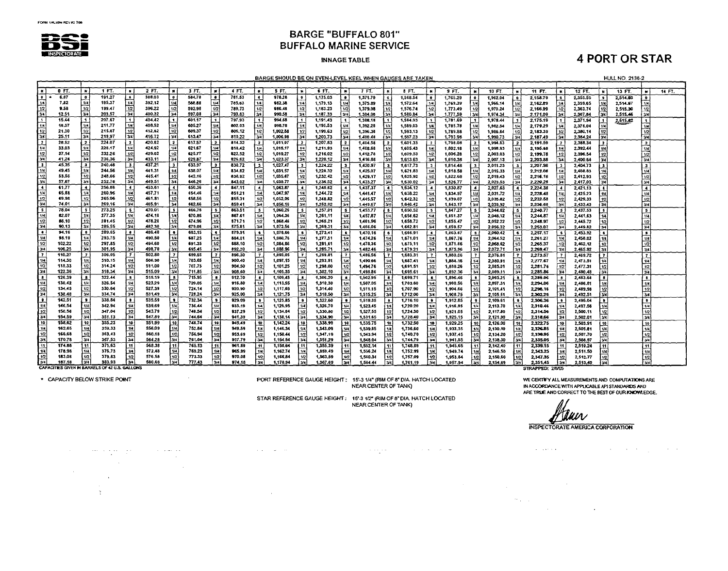FORM 1/ALISH REV #2 7/98

**BSI INSPECTORATE**

# BARGE "BUFFALO 801"
# BUFFALO MARINE SERVICE

## INNAGE TABLE

## 4 PORT OR STAR

BARGE SHOULD BE ON EVEN-LEVEL KEEL WHEN GAUGES ARE TAKEN

HULL NO. 2138-2

| IN | 0 FT. | 1 FT. | 2 FT. | 3 FT. | 4 FT. | 5 FT. | 6 FT. | 7 FT. | 8 FT. | 9 FT. | 10 FT. | 11 FT. | 12 FT. | 13 FT. | 14 FT. |
|---|---|---|---|---|---|---|---|---|---|---|---|---|---|---|---|
| 0 | * 6.07 | 191.27 | 388.03 | 584.78 | 781.53 | 978.28 | 1,175.03 | 1,371.79 | 1,568.54 | 1,765.29 | 1,962.04 | 2,158.79 | 2,355.55 | 2,514.83 | |
| 1/4 | 7.82 | 195.37 | 392.12 | 588.88 | 785.63 | 982.38 | 1,179.13 | 1,375.89 | 1,572.64 | 1,769.39 | 1,966.14 | 2,162.89 | 2,359.65 | 2,514.67 | |
| 1/2 | 9.58 | 199.47 | 396.22 | 592.98 | 789.73 | 986.48 | 1,183.23 | 1,379.98 | 1,576.74 | 1,773.49 | 1,970.24 | 2,166.99 | 2,363.74 | 2,515.30 | |
| 3/4 | 12.51 | 203.57 | 400.32 | 597.08 | 793.83 | 990.58 | 1,187.33 | 1,384.08 | 1,580.84 | 1,777.59 | 1,974.34 | 2,171.09 | 2,367.84 | 2,515.46 | |
| 1 | 15.44 | 207.67 | 404.42 | 601.17 | 797.93 | 994.68 | 1,191.43 | 1,388.18 | 1,584.93 | 1,781.69 | 1,978.44 | 2,175.19 | 2,371.94 | 2,515.62 | |
| 1/4 | 18.37 | 211.77 | 408.52 | 605.27 | 802.03 | 998.78 | 1,195.53 | 1,392.28 | 1,589.03 | 1,785.78 | 1,982.54 | 2,179.29 | 2,376.04 | | |
| 1/2 | 21.30 | 215.87 | 412.62 | 609.37 | 806.12 | 1,002.88 | 1,199.63 | 1,396.38 | 1,593.13 | 1,789.88 | 1,986.64 | 2,183.39 | 2,380.14 | | |
| 3/4 | 25.11 | 219.97 | 416.72 | 613.47 | 810.22 | 1,006.98 | 1,203.73 | 1,400.48 | 1,597.23 | 1,793.98 | 1,990.73 | 2,187.49 | 2,384.24 | | |
| 2 | 28.92 | 224.07 | 420.82 | 617.57 | 814.32 | 1,011.07 | 1,207.83 | 1,404.58 | 1,601.33 | 1,798.08 | 1,994.83 | 2,191.59 | 2,388.34 | | |
| 1/4 | 33.03 | 228.17 | 424.92 | 621.67 | 818.42 | 1,015.17 | 1,211.93 | 1,408.68 | 1,605.43 | 1,802.18 | 1,998.93 | 2,195.68 | 2,392.44 | | |
| 1/2 | 37.14 | 232.26 | 429.02 | 625.77 | 822.52 | 1,019.27 | 1,216.02 | 1,412.78 | 1,609.53 | 1,806.28 | 2,003.03 | 2,199.78 | 2,396.54 | | |
| 3/4 | 41.24 | 236.36 | 433.11 | 629.87 | 826.62 | 1,023.37 | 1,220.12 | 1,416.88 | 1,613.63 | 1,810.38 | 2,007.13 | 2,203.88 | 2,400.64 | | |
| 3 | 45.35 | 240.46 | 437.21 | 633.97 | 830.72 | 1,027.47 | 1,224.22 | 1,420.97 | 1,617.73 | 1,814.48 | 2,011.23 | 2,207.98 | 2,404.73 | | |
| 1/4 | 49.45 | 244.56 | 441.31 | 638.07 | 834.82 | 1,031.57 | 1,228.32 | 1,425.07 | 1,621.83 | 1,818.58 | 2,015.33 | 2,212.08 | 2,408.83 | | |
| 1/2 | 53.56 | 248.66 | 445.41 | 642.16 | 838.92 | 1,035.67 | 1,232.42 | 1,429.17 | 1,625.92 | 1,822.68 | 2,019.43 | 2,216.18 | 2,412.93 | | |
| 3/4 | 57.67 | 252.76 | 449.51 | 646.26 | 843.02 | 1,039.77 | 1,236.52 | 1,433.27 | 1,630.02 | 1,826.77 | 2,023.53 | 2,220.28 | 2,417.03 | | |
| 4 | 61.77 | 256.86 | 453.61 | 650.36 | 847.11 | 1,043.87 | 1,240.62 | 1,437.37 | 1,634.12 | 1,830.87 | 2,027.63 | 2,224.38 | 2,421.13 | | |
| 1/4 | 65.88 | 260.96 | 457.71 | 654.46 | 851.21 | 1,047.97 | 1,244.72 | 1,441.47 | 1,638.22 | 1,834.97 | 2,031.72 | 2,228.48 | 2,425.23 | | |
| 1/2 | 69.98 | 265.06 | 461.81 | 658.56 | 855.31 | 1,052.06 | 1,248.82 | 1,445.57 | 1,642.32 | 1,839.07 | 2,035.82 | 2,232.58 | 2,429.33 | | |
| 3/4 | 74.01 | 269.16 | 465.91 | 662.66 | 859.41 | 1,056.16 | 1,252.92 | 1,449.67 | 1,646.42 | 1,843.17 | 2,039.92 | 2,236.68 | 2,433.43 | | |
| 5 | 78.04 | 273.25 | 470.01 | 666.76 | 863.51 | 1,060.26 | 1,257.01 | 1,453.77 | 1,650.52 | 1,847.27 | 2,044.02 | 2,240.77 | 2,437.53 | | |
| 1/4 | 82.07 | 277.35 | 474.10 | 670.86 | 867.61 | 1,064.36 | 1,261.11 | 1,457.87 | 1,654.62 | 1,851.37 | 2,048.12 | 2,244.87 | 2,441.63 | | |
| 1/2 | 86.10 | 281.45 | 478.20 | 674.96 | 871.71 | 1,068.46 | 1,265.21 | 1,461.96 | 1,658.72 | 1,855.47 | 2,052.22 | 2,248.97 | 2,445.72 | | |
| 3/4 | 90.13 | 285.55 | 482.30 | 679.06 | 875.81 | 1,072.56 | 1,269.31 | 1,466.06 | 1,662.81 | 1,859.57 | 2,056.32 | 2,253.07 | 2,449.82 | | |
| 6 | 94.16 | 289.65 | 486.40 | 683.15 | 879.91 | 1,076.66 | 1,273.41 | 1,470.16 | 1,666.91 | 1,863.67 | 2,060.42 | 2,257.17 | 2,453.92 | | |
| 1/4 | 98.19 | 293.75 | 490.50 | 687.25 | 884.01 | 1,080.76 | 1,277.51 | 1,474.26 | 1,671.01 | 1,867.76 | 2,064.52 | 2,261.27 | 2,458.02 | | |
| 1/2 | 102.22 | 297.85 | 494.60 | 691.35 | 888.10 | 1,084.86 | 1,281.61 | 1,478.36 | 1,675.11 | 1,871.86 | 2,068.62 | 2,265.37 | 2,462.12 | | |
| 3/4 | 106.25 | 301.95 | 498.70 | 695.45 | 892.20 | 1,088.96 | 1,285.71 | 1,482.46 | 1,679.21 | 1,875.96 | 2,072.71 | 2,269.47 | 2,465.92 | | |
| 7 | 110.27 | 306.05 | 502.80 | 699.55 | 896.30 | 1,093.05 | 1,289.81 | 1,486.56 | 1,683.31 | 1,880.06 | 2,076.81 | 2,273.57 | 2,469.72 | | |
| 1/4 | 114.30 | 310.15 | 506.90 | 703.65 | 900.40 | 1,097.15 | 1,293.91 | 1,490.66 | 1,687.41 | 1,884.16 | 2,080.91 | 2,277.67 | 2,473.51 | | |
| 1/2 | 118.33 | 314.24 | 511.00 | 707.75 | 904.50 | 1,101.25 | 1,298.00 | 1,494.76 | 1,691.51 | 1,888.26 | 2,085.01 | 2,281.76 | 2,477.31 | | |
| 3/4 | 122.36 | 318.34 | 515.09 | 711.85 | 908.60 | 1,105.35 | 1,302.10 | 1,498.86 | 1,695.61 | 1,892.36 | 2,089.11 | 2,285.86 | 2,480.48 | | |
| 8 | 126.39 | 322.44 | 519.19 | 715.95 | 912.70 | 1,109.45 | 1,306.20 | 1,502.95 | 1,699.71 | 1,896.46 | 2,093.21 | 2,289.96 | 2,483.64 | | |
| 1/4 | 130.42 | 326.54 | 523.29 | 720.05 | 916.80 | 1,113.55 | 1,310.30 | 1,507.05 | 1,703.80 | 1,900.56 | 2,097.31 | 2,294.06 | 2,486.81 | | |
| 1/2 | 134.45 | 330.64 | 527.39 | 724.14 | 920.90 | 1,117.65 | 1,314.40 | 1,511.15 | 1,707.90 | 1,904.66 | 2,101.41 | 2,298.16 | 2,489.98 | | |
| 3/4 | 138.48 | 334.74 | 531.49 | 728.24 | 925.00 | 1,121.75 | 1,318.50 | 1,515.25 | 1,712.00 | 1,908.75 | 2,105.51 | 2,302.26 | 2,492.51 | | |
| 9 | 142.51 | 338.84 | 535.59 | 732.34 | 929.09 | 1,125.85 | 1,322.60 | 1,519.35 | 1,716.10 | 1,912.85 | 2,109.61 | 2,306.36 | 2,495.04 | | |
| 1/4 | 146.54 | 342.94 | 539.69 | 736.44 | 933.19 | 1,129.95 | 1,326.70 | 1,523.45 | 1,720.20 | 1,916.95 | 2,113.70 | 2,310.46 | 2,497.58 | | |
| 1/2 | 150.56 | 347.04 | 543.79 | 740.54 | 937.29 | 1,134.04 | 1,330.80 | 1,527.55 | 1,724.30 | 1,921.05 | 2,117.80 | 2,314.56 | 2,500.11 | | |
| 3/4 | 154.59 | 351.13 | 547.89 | 744.64 | 941.39 | 1,138.14 | 1,334.90 | 1,531.65 | 1,728.40 | 1,925.15 | 2,121.90 | 2,318.66 | 2,502.01 | | |
| 10 | 158.62 | 355.23 | 551.99 | 748.74 | 945.49 | 1,142.24 | 1,338.99 | 1,535.75 | 1,732.50 | 1,929.25 | 2,126.00 | 2,322.75 | 2,503.91 | | |
| 1/4 | 162.65 | 359.33 | 556.09 | 752.84 | 949.59 | 1,146.34 | 1,343.09 | 1,539.85 | 1,736.60 | 1,933.35 | 2,130.10 | 2,326.85 | 2,505.81 | | |
| 1/2 | 166.68 | 363.43 | 560.18 | 756.94 | 953.69 | 1,150.44 | 1,347.19 | 1,543.94 | 1,740.70 | 1,937.45 | 2,134.20 | 2,330.95 | 2,507.70 | | |
| 3/4 | 170.78 | 367.53 | 564.28 | 761.04 | 957.79 | 1,154.54 | 1,351.29 | 1,548.04 | 1,744.79 | 1,941.55 | 2,138.30 | 2,335.05 | 2,508.97 | | |
| 11 | 174.88 | 371.63 | 568.38 | 765.13 | 961.89 | 1,158.64 | 1,355.39 | 1,552.14 | 1,748.89 | 1,945.65 | 2,142.40 | 2,339.15 | 2,510.24 | | |
| 1/4 | 178.98 | 375.73 | 572.48 | 769.23 | 965.99 | 1,162.74 | 1,359.49 | 1,556.24 | 1,752.99 | 1,949.74 | 2,146.50 | 2,343.25 | 2,511.50 | | |
| 1/2 | 183.08 | 379.83 | 576.58 | 773.33 | 970.08 | 1,166.84 | 1,363.59 | 1,560.34 | 1,757.09 | 1,953.84 | 2,150.60 | 2,347.35 | 2,512.77 | | |
| 3/4 | 187.18 | 383.93 | 580.68 | 777.43 | 974.18 | 1,170.94 | 1,367.69 | 1,564.44 | 1,761.19 | 1,957.94 | 2,154.69 | 2,351.45 | 2,513.40 | | |

CAPACITIES GIVEN IN BARRELS OF 42 U.S. GALLONS

STRAPPED: 2/8/05

\* CAPACITY BELOW STRIKE POINT

PORT REFERENCE GAUGE HEIGHT: 15'-3 1/4" (RIM OF 8" DIA. HATCH LOCATED NEAR CENTER OF TANK)

STAR REFERENCE GAUGE HEIGHT: 15'-3 1/2" (RIM OF 8" DIA. HATCH LOCATED NEAR CENTER OF TANK)

WE CERTIFY ALL MEASUREMENTS AND COMPUTATIONS ARE IN ACCORDANCE WITH APPLICABLE API STANDARDS AND ARE TRUE AND CORRECT TO THE BEST OF OUR KNOWLEDGE.

INSPECTORATE AMERICA CORPORATION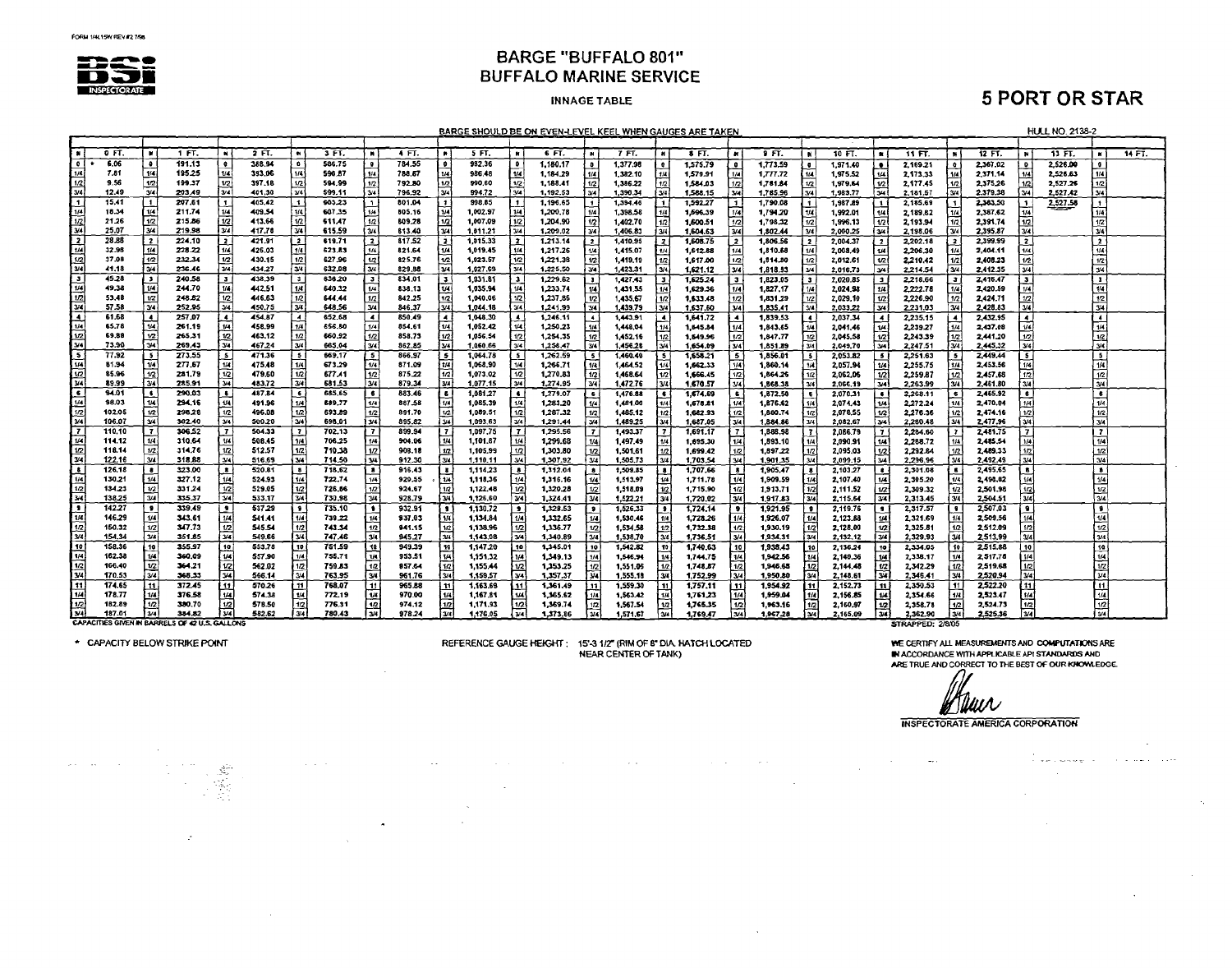# BARGE "BUFFALO 801"
## BUFFALO MARINE SERVICE

**INNAGE TABLE**

## 5 PORT OR STAR

BARGE SHOULD BE ON EVEN-LEVEL KEEL WHEN GAUGES ARE TAKEN

HULL NO. 2138-2

| IN | 0 FT. | 1 FT. | 2 FT. | 3 FT. | 4 FT. | 5 FT. | 6 FT. | 7 FT. | 8 FT. | 9 FT. | 10 FT. | 11 FT. | 12 FT. | 13 FT. | 14 FT. |
|---|---|---|---|---|---|---|---|---|---|---|---|---|---|---|---|
| 0 | * 6.06 | 191.13 | 388.94 | 586.75 | 784.55 | 982.36 | 1,180.17 | 1,377.98 | 1,575.79 | 1,773.59 | 1,971.40 | 2,169.21 | 2,367.02 | 2,526.00 | |
| 1/4 | 7.81 | 195.25 | 393.06 | 590.87 | 788.67 | 986.48 | 1,184.29 | 1,382.10 | 1,579.91 | 1,777.72 | 1,975.52 | 2,173.33 | 2,371.14 | 2,526.63 | |
| 1/2 | 9.56 | 199.37 | 397.18 | 594.99 | 792.80 | 990.60 | 1,188.41 | 1,386.22 | 1,584.03 | 1,781.84 | 1,979.64 | 2,177.45 | 2,375.26 | 2,527.26 | |
| 3/4 | 12.49 | 203.49 | 401.30 | 599.11 | 796.92 | 994.72 | 1,192.53 | 1,390.34 | 1,588.15 | 1,785.96 | 1,983.77 | 2,181.57 | 2,379.38 | 2,527.42 | |
| 1 | 15.41 | 207.61 | 405.42 | 603.23 | 801.04 | 998.85 | 1,196.65 | 1,394.46 | 1,592.27 | 1,790.08 | 1,987.89 | 2,185.69 | 2,383.50 | 2,527.58 | |
| 1/4 | 18.34 | 211.74 | 409.54 | 607.35 | 805.16 | 1,002.97 | 1,200.78 | 1,398.58 | 1,596.39 | 1,794.20 | 1,992.01 | 2,189.82 | 2,387.62 | | |
| 1/2 | 21.26 | 215.86 | 413.66 | 611.47 | 809.28 | 1,007.09 | 1,204.90 | 1,402.70 | 1,600.51 | 1,798.32 | 1,996.13 | 2,193.94 | 2,391.74 | | |
| 3/4 | 25.07 | 219.98 | 417.78 | 615.59 | 813.40 | 1,011.21 | 1,209.02 | 1,406.83 | 1,604.63 | 1,802.44 | 2,000.25 | 2,198.06 | 2,395.87 | | |
| 2 | 28.88 | 224.10 | 421.91 | 619.71 | 817.52 | 1,015.33 | 1,213.14 | 1,410.95 | 1,608.75 | 1,806.56 | 2,004.37 | 2,202.18 | 2,399.99 | | |
| 1/4 | 32.98 | 228.22 | 426.03 | 623.83 | 821.64 | 1,019.45 | 1,217.26 | 1,415.07 | 1,612.88 | 1,810.68 | 2,008.49 | 2,206.30 | 2,404.11 | | |
| 1/2 | 37.08 | 232.34 | 430.15 | 627.96 | 825.76 | 1,023.57 | 1,221.38 | 1,419.19 | 1,617.00 | 1,814.80 | 2,012.61 | 2,210.42 | 2,408.23 | | |
| 3/4 | 41.18 | 236.46 | 434.27 | 632.08 | 829.88 | 1,027.69 | 1,225.50 | 1,423.31 | 1,621.12 | 1,818.93 | 2,016.73 | 2,214.54 | 2,412.35 | | |
| 3 | 45.28 | 240.58 | 438.39 | 636.20 | 834.01 | 1,031.81 | 1,229.62 | 1,427.43 | 1,625.24 | 1,823.05 | 2,020.85 | 2,218.66 | 2,416.47 | | |
| 1/4 | 49.38 | 244.70 | 442.51 | 640.32 | 838.13 | 1,035.94 | 1,233.74 | 1,431.55 | 1,629.36 | 1,827.17 | 2,024.98 | 2,222.78 | 2,420.59 | | |
| 1/2 | 53.48 | 248.82 | 446.63 | 644.44 | 842.25 | 1,040.06 | 1,237.86 | 1,435.67 | 1,633.48 | 1,831.29 | 2,029.10 | 2,226.90 | 2,424.71 | | |
| 3/4 | 57.58 | 252.95 | 450.75 | 648.56 | 846.37 | 1,044.18 | 1,241.99 | 1,439.79 | 1,637.60 | 1,835.41 | 2,033.22 | 2,231.03 | 2,428.83 | | |
| 4 | 61.68 | 257.07 | 454.87 | 652.68 | 850.49 | 1,048.30 | 1,246.11 | 1,443.91 | 1,641.72 | 1,839.53 | 2,037.34 | 2,235.15 | 2,432.95 | | |
| 1/4 | 65.78 | 261.19 | 458.99 | 656.80 | 854.61 | 1,052.42 | 1,250.23 | 1,448.04 | 1,645.84 | 1,843.65 | 2,041.46 | 2,239.27 | 2,437.08 | | |
| 1/2 | 69.88 | 265.31 | 463.12 | 660.92 | 858.73 | 1,056.54 | 1,254.35 | 1,452.16 | 1,649.96 | 1,847.77 | 2,045.58 | 2,243.39 | 2,441.20 | | |
| 3/4 | 73.90 | 269.43 | 467.24 | 665.04 | 862.85 | 1,060.66 | 1,258.47 | 1,456.28 | 1,654.09 | 1,851.89 | 2,049.70 | 2,247.51 | 2,445.32 | | |
| 5 | 77.92 | 273.55 | 471.36 | 669.17 | 866.97 | 1,064.78 | 1,262.59 | 1,460.40 | 1,658.21 | 1,856.01 | 2,053.82 | 2,251.63 | 2,449.44 | | |
| 1/4 | 81.94 | 277.67 | 475.48 | 673.29 | 871.09 | 1,068.90 | 1,266.71 | 1,464.52 | 1,662.33 | 1,860.14 | 2,057.94 | 2,255.75 | 2,453.56 | | |
| 1/2 | 85.96 | 281.79 | 479.60 | 677.41 | 875.22 | 1,073.02 | 1,270.83 | 1,468.64 | 1,666.45 | 1,864.26 | 2,062.06 | 2,259.87 | 2,457.68 | | |
| 3/4 | 89.99 | 285.91 | 483.72 | 681.53 | 879.34 | 1,077.15 | 1,274.95 | 1,472.76 | 1,670.57 | 1,868.38 | 2,066.19 | 2,263.99 | 2,461.80 | | |
| 6 | 94.01 | 290.03 | 487.84 | 685.65 | 883.46 | 1,081.27 | 1,279.07 | 1,476.88 | 1,674.69 | 1,872.50 | 2,070.31 | 2,268.11 | 2,465.92 | | |
| 1/4 | 98.03 | 294.16 | 491.96 | 689.77 | 887.58 | 1,085.39 | 1,283.20 | 1,481.00 | 1,678.81 | 1,876.62 | 2,074.43 | 2,272.24 | 2,470.04 | | |
| 1/2 | 102.06 | 298.28 | 496.08 | 693.89 | 891.70 | 1,089.51 | 1,287.32 | 1,485.12 | 1,682.93 | 1,880.74 | 2,078.55 | 2,276.36 | 2,474.16 | | |
| 3/4 | 106.07 | 302.40 | 500.20 | 698.01 | 895.82 | 1,093.63 | 1,291.44 | 1,489.25 | 1,687.05 | 1,884.86 | 2,082.67 | 2,280.48 | 2,477.96 | | |
| 7 | 110.10 | 306.52 | 504.33 | 702.13 | 899.94 | 1,097.75 | 1,295.56 | 1,493.37 | 1,691.17 | 1,888.98 | 2,086.79 | 2,284.60 | 2,481.75 | | |
| 1/4 | 114.12 | 310.64 | 508.45 | 706.25 | 904.06 | 1,101.87 | 1,299.68 | 1,497.49 | 1,695.30 | 1,893.10 | 2,090.91 | 2,288.72 | 2,485.54 | | |
| 1/2 | 118.14 | 314.76 | 512.57 | 710.38 | 908.18 | 1,105.99 | 1,303.80 | 1,501.61 | 1,699.42 | 1,897.22 | 2,095.03 | 2,292.84 | 2,489.33 | | |
| 3/4 | 122.16 | 318.88 | 516.69 | 714.50 | 912.30 | 1,110.11 | 1,307.92 | 1,505.73 | 1,703.54 | 1,901.35 | 2,099.15 | 2,296.96 | 2,492.49 | | |
| 8 | 126.18 | 323.00 | 520.81 | 718.62 | 916.43 | 1,114.23 | 1,312.04 | 1,509.85 | 1,707.66 | 1,905.47 | 2,103.27 | 2,301.08 | 2,495.65 | | |
| 1/4 | 130.21 | 327.12 | 524.93 | 722.74 | 920.55 | 1,118.36 | 1,316.16 | 1,513.97 | 1,711.78 | 1,909.59 | 2,107.40 | 2,305.20 | 2,498.82 | | |
| 1/2 | 134.23 | 331.24 | 529.05 | 726.86 | 924.67 | 1,122.48 | 1,320.28 | 1,518.09 | 1,715.90 | 1,913.71 | 2,111.52 | 2,309.32 | 2,501.98 | | |
| 3/4 | 138.25 | 335.37 | 533.17 | 730.98 | 928.79 | 1,126.60 | 1,324.41 | 1,522.21 | 1,720.02 | 1,917.83 | 2,115.64 | 2,313.45 | 2,504.51 | | |
| 9 | 142.27 | 339.49 | 537.29 | 735.10 | 932.91 | 1,130.72 | 1,328.53 | 1,526.33 | 1,724.14 | 1,921.95 | 2,119.76 | 2,317.57 | 2,507.03 | | |
| 1/4 | 146.29 | 343.61 | 541.41 | 739.22 | 937.03 | 1,134.84 | 1,332.65 | 1,530.46 | 1,728.26 | 1,926.07 | 2,123.88 | 2,321.69 | 2,509.56 | | |
| 1/2 | 150.32 | 347.73 | 545.54 | 743.34 | 941.15 | 1,138.96 | 1,336.77 | 1,534.58 | 1,732.38 | 1,930.19 | 2,128.00 | 2,325.81 | 2,512.09 | | |
| 3/4 | 154.34 | 351.85 | 549.66 | 747.46 | 945.27 | 1,143.08 | 1,340.89 | 1,538.70 | 1,736.51 | 1,934.31 | 2,132.12 | 2,329.93 | 2,513.99 | | |
| 10 | 158.36 | 355.97 | 553.78 | 751.59 | 949.39 | 1,147.20 | 1,345.01 | 1,542.82 | 1,740.63 | 1,938.43 | 2,136.24 | 2,334.05 | 2,515.88 | | |
| 1/4 | 162.38 | 360.09 | 557.90 | 755.71 | 953.51 | 1,151.32 | 1,349.13 | 1,546.94 | 1,744.75 | 1,942.56 | 2,140.36 | 2,338.17 | 2,517.78 | | |
| 1/2 | 166.40 | 364.21 | 562.02 | 759.83 | 957.64 | 1,155.44 | 1,353.25 | 1,551.06 | 1,748.87 | 1,946.68 | 2,144.48 | 2,342.29 | 2,519.68 | | |
| 3/4 | 170.53 | 368.33 | 566.14 | 763.95 | 961.76 | 1,159.57 | 1,357.37 | 1,555.18 | 1,752.99 | 1,950.80 | 2,148.61 | 2,346.41 | 2,520.94 | | |
| 11 | 174.65 | 372.45 | 570.26 | 768.07 | 965.88 | 1,163.69 | 1,361.49 | 1,559.30 | 1,757.11 | 1,954.92 | 2,152.73 | 2,350.53 | 2,522.20 | | |
| 1/4 | 178.77 | 376.58 | 574.38 | 772.19 | 970.00 | 1,167.81 | 1,365.62 | 1,563.42 | 1,761.23 | 1,959.04 | 2,156.85 | 2,354.66 | 2,523.47 | | |
| 1/2 | 182.89 | 380.70 | 578.50 | 776.31 | 974.12 | 1,171.93 | 1,369.74 | 1,567.54 | 1,765.35 | 1,963.16 | 2,160.97 | 2,358.78 | 2,524.73 | | |
| 3/4 | 187.01 | 384.82 | 582.62 | 780.43 | 978.24 | 1,176.05 | 1,373.86 | 1,571.67 | 1,769.47 | 1,967.28 | 2,165.09 | 2,362.90 | 2,525.36 | | |

CAPACITIES GIVEN IN BARRELS OF 42 U.S. GALLONS

STRAPPED: 2/8/05

\* CAPACITY BELOW STRIKE POINT

REFERENCE GAUGE HEIGHT: 15'-3 1/2" (RIM OF 8" DIA. HATCH LOCATED NEAR CENTER OF TANK)

WE CERTIFY ALL MEASUREMENTS AND COMPUTATIONS ARE IN ACCORDANCE WITH APPLICABLE API STANDARDS AND ARE TRUE AND CORRECT TO THE BEST OF OUR KNOWLEDGE.

INSPECTORATE AMERICA CORPORATION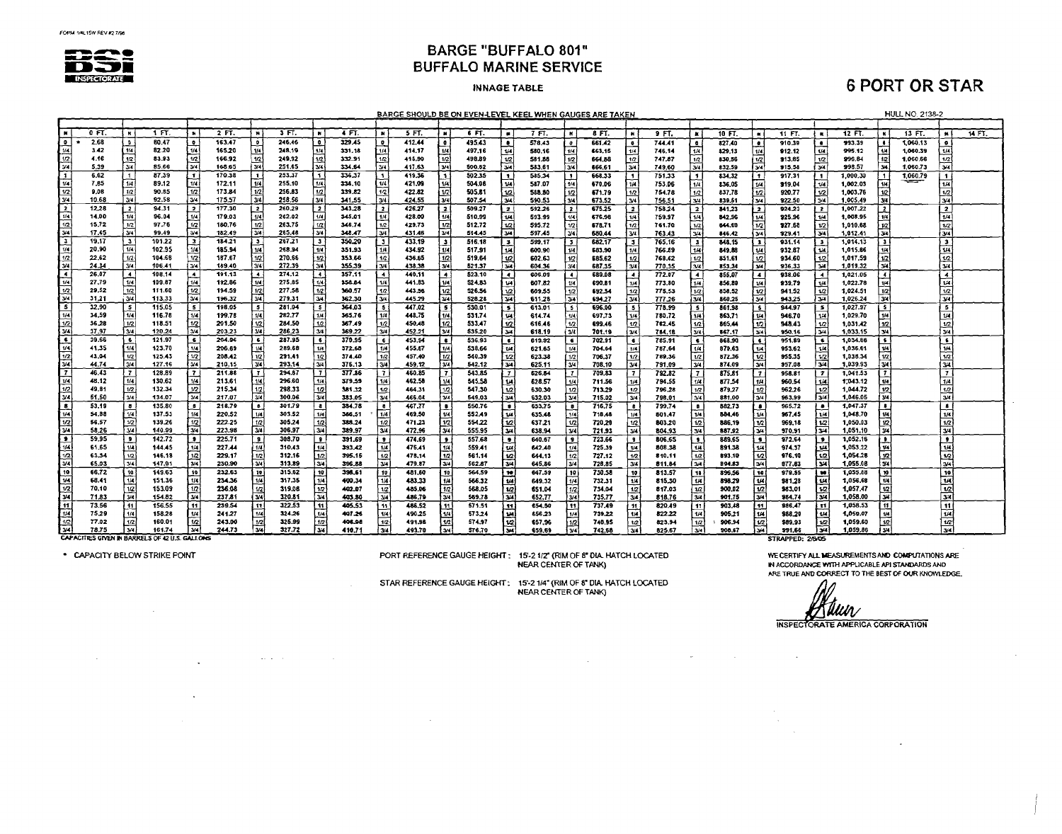FORM 1/4L15W REV #2 7/98

# BARGE "BUFFALO 801"
## BUFFALO MARINE SERVICE

**INNAGE TABLE**

# 6 PORT OR STAR

BARGE SHOULD BE ON EVEN-LEVEL KEEL WHEN GAUGES ARE TAKEN

HULL NO. 2138-2

| IN | 0 FT. | IN | 1 FT. | IN | 2 FT. | IN | 3 FT. | IN | 4 FT. | IN | 5 FT. | IN | 6 FT. | IN | 7 FT. | IN | 8 FT. | IN | 9 FT. | IN | 10 FT. | IN | 11 FT. | IN | 12 FT. | IN | 13 FT. | IN | 14 FT. |
|---|---|---|---|---|---|---|---|---|---|---|---|---|---|---|---|---|---|---|---|---|---|---|---|---|---|---|---|---|---|
| 0 | * 2.68 | 0 | 80.47 | 0 | 163.47 | 0 | 246.46 | 0 | 329.45 | 0 | 412.44 | 0 | 495.43 | 0 | 578.43 | 0 | 661.42 | 0 | 744.41 | 0 | 827.40 | 0 | 910.39 | 0 | 993.39 | 0 | 1,060.13 | 0 | |
| 1/4 | 3.42 | 1/4 | 82.20 | 1/4 | 165.20 | 1/4 | 248.19 | 1/4 | 331.18 | 1/4 | 414.17 | 1/4 | 497.16 | 1/4 | 580.16 | 1/4 | 663.15 | 1/4 | 746.14 | 1/4 | 829.13 | 1/4 | 912.12 | 1/4 | 995.12 | 1/4 | 1,060.39 | 1/4 | |
| 1/2 | 4.16 | 1/2 | 83.93 | 1/2 | 166.92 | 1/2 | 249.92 | 1/2 | 332.91 | 1/2 | 415.90 | 1/2 | 498.89 | 1/2 | 581.88 | 1/2 | 664.88 | 1/2 | 747.87 | 1/2 | 830.86 | 1/2 | 913.85 | 1/2 | 996.84 | 1/2 | 1,060.66 | 1/2 | |
| 3/4 | 5.39 | 3/4 | 85.66 | 3/4 | 168.65 | 3/4 | 251.65 | 3/4 | 334.64 | 3/4 | 417.63 | 3/4 | 500.62 | 3/4 | 583.61 | 3/4 | 666.61 | 3/4 | 749.60 | 3/4 | 832.59 | 3/4 | 915.58 | 3/4 | 998.57 | 3/4 | 1,060.73 | 3/4 | |
| 1 | 6.62 | 1 | 87.39 | 1 | 170.38 | 1 | 253.37 | 1 | 336.37 | 1 | 419.36 | 1 | 502.35 | 1 | 585.34 | 1 | 668.33 | 1 | 751.33 | 1 | 834.32 | 1 | 917.31 | 1 | 1,000.30 | 1 | 1,060.79 | 1 | |
| 1/4 | 7.85 | 1/4 | 89.12 | 1/4 | 172.11 | 1/4 | 255.10 | 1/4 | 338.10 | 1/4 | 421.09 | 1/4 | 504.08 | 1/4 | 587.07 | 1/4 | 670.06 | 1/4 | 753.06 | 1/4 | 836.05 | 1/4 | 919.04 | 1/4 | 1,002.03 | 1/4 | | 1/4 | |
| 1/2 | 9.08 | 1/2 | 90.85 | 1/2 | 173.84 | 1/2 | 256.83 | 1/2 | 339.82 | 1/2 | 422.82 | 1/2 | 505.81 | 1/2 | 588.80 | 1/2 | 671.79 | 1/2 | 754.78 | 1/2 | 837.78 | 1/2 | 920.77 | 1/2 | 1,003.76 | 1/2 | | 1/2 | |
| 3/4 | 10.68 | 3/4 | 92.58 | 3/4 | 175.57 | 3/4 | 258.56 | 3/4 | 341.55 | 3/4 | 424.55 | 3/4 | 507.54 | 3/4 | 590.53 | 3/4 | 673.52 | 3/4 | 756.51 | 3/4 | 839.51 | 3/4 | 922.50 | 3/4 | 1,005.49 | 3/4 | | 3/4 | |
| 2 | 12.28 | 2 | 94.31 | 2 | 177.30 | 2 | 260.29 | 2 | 343.28 | 2 | 426.27 | 2 | 509.27 | 2 | 592.26 | 2 | 675.25 | 2 | 758.24 | 2 | 841.23 | 2 | 924.23 | 2 | 1,007.22 | 2 | | 2 | |
| 1/4 | 14.00 | 1/4 | 96.04 | 1/4 | 179.03 | 1/4 | 262.02 | 1/4 | 345.01 | 1/4 | 428.00 | 1/4 | 510.99 | 1/4 | 593.99 | 1/4 | 676.98 | 1/4 | 759.97 | 1/4 | 842.96 | 1/4 | 925.96 | 1/4 | 1,008.95 | 1/4 | | 1/4 | |
| 1/2 | 15.72 | 1/2 | 97.76 | 1/2 | 180.76 | 1/2 | 263.75 | 1/2 | 346.74 | 1/2 | 429.73 | 1/2 | 512.72 | 1/2 | 595.72 | 1/2 | 678.71 | 1/2 | 761.70 | 1/2 | 844.69 | 1/2 | 927.68 | 1/2 | 1,010.68 | 1/2 | | 1/2 | |
| 3/4 | 17.45 | 3/4 | 99.49 | 3/4 | 182.49 | 3/4 | 265.48 | 3/4 | 348.47 | 3/4 | 431.46 | 3/4 | 514.45 | 3/4 | 597.45 | 3/4 | 680.44 | 3/4 | 763.43 | 3/4 | 846.42 | 3/4 | 929.41 | 3/4 | 1,012.41 | 3/4 | | 3/4 | |
| 3 | 19.17 | 3 | 101.22 | 3 | 184.21 | 3 | 267.21 | 3 | 350.20 | 3 | 433.19 | 3 | 516.18 | 3 | 599.17 | 3 | 682.17 | 3 | 765.16 | 3 | 848.15 | 3 | 931.14 | 3 | 1,014.13 | 3 | | 3 | |
| 1/4 | 20.90 | 1/4 | 102.95 | 1/4 | 185.94 | 1/4 | 268.94 | 1/4 | 351.93 | 1/4 | 434.92 | 1/4 | 517.91 | 1/4 | 600.90 | 1/4 | 683.90 | 1/4 | 766.89 | 1/4 | 849.88 | 1/4 | 932.87 | 1/4 | 1,015.86 | 1/4 | | 1/4 | |
| 1/2 | 22.62 | 1/2 | 104.68 | 1/2 | 187.67 | 1/2 | 270.66 | 1/2 | 353.66 | 1/2 | 436.65 | 1/2 | 519.64 | 1/2 | 602.63 | 1/2 | 685.62 | 1/2 | 768.62 | 1/2 | 851.61 | 1/2 | 934.60 | 1/2 | 1,017.59 | 1/2 | | 1/2 | |
| 3/4 | 24.34 | 3/4 | 106.41 | 3/4 | 189.40 | 3/4 | 272.39 | 3/4 | 355.39 | 3/4 | 438.38 | 3/4 | 521.37 | 3/4 | 604.36 | 3/4 | 687.35 | 3/4 | 770.35 | 3/4 | 853.34 | 3/4 | 936.33 | 3/4 | 1,019.32 | 3/4 | | 3/4 | |
| 4 | 26.07 | 4 | 108.14 | 4 | 191.13 | 4 | 274.12 | 4 | 357.11 | 4 | 440.11 | 4 | 523.10 | 4 | 606.09 | 4 | 689.08 | 4 | 772.07 | 4 | 855.07 | 4 | 938.06 | 4 | 1,021.05 | 4 | | 4 | |
| 1/4 | 27.79 | 1/4 | 109.87 | 1/4 | 192.86 | 1/4 | 275.85 | 1/4 | 358.84 | 1/4 | 441.83 | 1/4 | 524.83 | 1/4 | 607.82 | 1/4 | 690.81 | 1/4 | 773.80 | 1/4 | 856.80 | 1/4 | 939.79 | 1/4 | 1,022.78 | 1/4 | | 1/4 | |
| 1/2 | 29.52 | 1/2 | 111.60 | 1/2 | 194.59 | 1/2 | 277.58 | 1/2 | 360.57 | 1/2 | 443.56 | 1/2 | 526.56 | 1/2 | 609.55 | 1/2 | 692.54 | 1/2 | 775.53 | 1/2 | 858.52 | 1/2 | 941.52 | 1/2 | 1,024.51 | 1/2 | | 1/2 | |
| 3/4 | 31.21 | 3/4 | 113.33 | 3/4 | 196.32 | 3/4 | 279.31 | 3/4 | 362.30 | 3/4 | 445.29 | 3/4 | 528.28 | 3/4 | 611.28 | 3/4 | 694.27 | 3/4 | 777.26 | 3/4 | 860.25 | 3/4 | 943.25 | 3/4 | 1,026.24 | 3/4 | | 3/4 | |
| 5 | 32.90 | 5 | 115.05 | 5 | 198.05 | 5 | 281.04 | 5 | 364.03 | 5 | 447.02 | 5 | 530.01 | 5 | 613.01 | 5 | 696.00 | 5 | 778.99 | 5 | 861.98 | 5 | 944.97 | 5 | 1,027.97 | 5 | | 5 | |
| 1/4 | 34.59 | 1/4 | 116.78 | 1/4 | 199.78 | 1/4 | 282.77 | 1/4 | 365.76 | 1/4 | 448.75 | 1/4 | 531.74 | 1/4 | 614.74 | 1/4 | 697.73 | 1/4 | 780.72 | 1/4 | 863.71 | 1/4 | 946.70 | 1/4 | 1,029.70 | 1/4 | | 1/4 | |
| 1/2 | 36.28 | 1/2 | 118.51 | 1/2 | 201.50 | 1/2 | 284.50 | 1/2 | 367.49 | 1/2 | 450.48 | 1/2 | 533.47 | 1/2 | 616.46 | 1/2 | 699.46 | 1/2 | 782.45 | 1/2 | 865.44 | 1/2 | 948.43 | 1/2 | 1,031.42 | 1/2 | | 1/2 | |
| 3/4 | 37.97 | 3/4 | 120.24 | 3/4 | 203.23 | 3/4 | 286.23 | 3/4 | 369.22 | 3/4 | 452.21 | 3/4 | 535.20 | 3/4 | 618.19 | 3/4 | 701.19 | 3/4 | 784.18 | 3/4 | 867.17 | 3/4 | 950.16 | 3/4 | 1,033.15 | 3/4 | | 3/4 | |
| 6 | 39.66 | 6 | 121.97 | 6 | 204.96 | 6 | 287.95 | 6 | 370.95 | 6 | 453.94 | 6 | 536.93 | 6 | 619.92 | 6 | 702.91 | 6 | 785.91 | 6 | 868.90 | 6 | 951.89 | 6 | 1,034.88 | 6 | | 6 | |
| 1/4 | 41.35 | 1/4 | 123.70 | 1/4 | 206.69 | 1/4 | 289.68 | 1/4 | 372.68 | 1/4 | 455.67 | 1/4 | 538.66 | 1/4 | 621.65 | 1/4 | 704.64 | 1/4 | 787.64 | 1/4 | 870.63 | 1/4 | 953.62 | 1/4 | 1,036.61 | 1/4 | | 1/4 | |
| 1/2 | 43.04 | 1/2 | 125.43 | 1/2 | 208.42 | 1/2 | 291.41 | 1/2 | 374.40 | 1/2 | 457.40 | 1/2 | 540.39 | 1/2 | 623.38 | 1/2 | 706.37 | 1/2 | 789.36 | 1/2 | 872.36 | 1/2 | 955.35 | 1/2 | 1,038.34 | 1/2 | | 1/2 | |
| 3/4 | 44.74 | 3/4 | 127.16 | 3/4 | 210.15 | 3/4 | 293.14 | 3/4 | 376.13 | 3/4 | 459.12 | 3/4 | 542.12 | 3/4 | 625.11 | 3/4 | 708.10 | 3/4 | 791.09 | 3/4 | 874.09 | 3/4 | 957.08 | 3/4 | 1,039.93 | 3/4 | | 3/4 | |
| 7 | 46.43 | 7 | 128.89 | 7 | 211.88 | 7 | 294.87 | 7 | 377.86 | 7 | 460.85 | 7 | 543.85 | 7 | 626.84 | 7 | 709.83 | 7 | 792.82 | 7 | 875.81 | 7 | 958.81 | 7 | 1,041.53 | 7 | | 7 | |
| 1/4 | 48.12 | 1/4 | 130.62 | 1/4 | 213.61 | 1/4 | 296.60 | 1/4 | 379.59 | 1/4 | 462.58 | 1/4 | 545.58 | 1/4 | 628.57 | 1/4 | 711.56 | 1/4 | 794.55 | 1/4 | 877.54 | 1/4 | 960.54 | 1/4 | 1,043.12 | 1/4 | | 1/4 | |
| 1/2 | 49.81 | 1/2 | 132.34 | 1/2 | 215.34 | 1/2 | 298.33 | 1/2 | 381.32 | 1/2 | 464.31 | 1/2 | 547.30 | 1/2 | 630.30 | 1/2 | 713.29 | 1/2 | 796.28 | 1/2 | 879.27 | 1/2 | 962.26 | 1/2 | 1,044.72 | 1/2 | | 1/2 | |
| 3/4 | 51.50 | 3/4 | 134.07 | 3/4 | 217.07 | 3/4 | 300.06 | 3/4 | 383.05 | 3/4 | 466.04 | 3/4 | 549.03 | 3/4 | 632.03 | 3/4 | 715.02 | 3/4 | 798.01 | 3/4 | 881.00 | 3/4 | 963.99 | 3/4 | 1,046.05 | 3/4 | | 3/4 | |
| 8 | 53.19 | 8 | 135.80 | 8 | 218.79 | 8 | 301.79 | 8 | 384.78 | 8 | 467.77 | 8 | 550.76 | 8 | 633.75 | 8 | 716.75 | 8 | 799.74 | 8 | 882.73 | 8 | 965.72 | 8 | 1,047.37 | 8 | | 8 | |
| 1/4 | 54.88 | 1/4 | 137.53 | 1/4 | 220.52 | 1/4 | 303.52 | 1/4 | 386.51 | 1/4 | 469.50 | 1/4 | 552.49 | 1/4 | 635.48 | 1/4 | 718.48 | 1/4 | 801.47 | 1/4 | 884.46 | 1/4 | 967.45 | 1/4 | 1,048.70 | 1/4 | | 1/4 | |
| 1/2 | 56.57 | 1/2 | 139.26 | 1/2 | 222.25 | 1/2 | 305.24 | 1/2 | 388.24 | 1/2 | 471.23 | 1/2 | 554.22 | 1/2 | 637.21 | 1/2 | 720.20 | 1/2 | 803.20 | 1/2 | 886.19 | 1/2 | 969.18 | 1/2 | 1,050.03 | 1/2 | | 1/2 | |
| 3/4 | 58.26 | 3/4 | 140.99 | 3/4 | 223.98 | 3/4 | 306.97 | 3/4 | 389.97 | 3/4 | 472.96 | 3/4 | 555.95 | 3/4 | 638.94 | 3/4 | 721.93 | 3/4 | 804.93 | 3/4 | 887.92 | 3/4 | 970.91 | 3/4 | 1,051.10 | 3/4 | | 3/4 | |
| 9 | 59.95 | 9 | 142.72 | 9 | 225.71 | 9 | 308.70 | 9 | 391.69 | 9 | 474.69 | 9 | 557.68 | 9 | 640.67 | 9 | 723.66 | 9 | 806.65 | 9 | 889.65 | 9 | 972.64 | 9 | 1,052.16 | 9 | | 9 | |
| 1/4 | 61.65 | 1/4 | 144.45 | 1/4 | 227.44 | 1/4 | 310.43 | 1/4 | 393.42 | 1/4 | 476.41 | 1/4 | 559.41 | 1/4 | 642.40 | 1/4 | 725.39 | 1/4 | 808.38 | 1/4 | 891.38 | 1/4 | 974.37 | 1/4 | 1,053.22 | 1/4 | | 1/4 | |
| 1/2 | 63.34 | 1/2 | 146.18 | 1/2 | 229.17 | 1/2 | 312.16 | 1/2 | 395.15 | 1/2 | 478.14 | 1/2 | 561.14 | 1/2 | 644.13 | 1/2 | 727.12 | 1/2 | 810.11 | 1/2 | 893.10 | 1/2 | 976.10 | 1/2 | 1,054.28 | 1/2 | | 1/2 | |
| 3/4 | 65.03 | 3/4 | 147.91 | 3/4 | 230.90 | 3/4 | 313.89 | 3/4 | 396.88 | 3/4 | 479.87 | 3/4 | 562.87 | 3/4 | 645.86 | 3/4 | 728.85 | 3/4 | 811.84 | 3/4 | 894.83 | 3/4 | 977.83 | 3/4 | 1,055.08 | 3/4 | | 3/4 | |
| 10 | 66.72 | 10 | 149.63 | 10 | 232.63 | 10 | 315.62 | 10 | 398.61 | 10 | 481.60 | 10 | 564.59 | 10 | 647.59 | 10 | 730.58 | 10 | 813.57 | 10 | 896.56 | 10 | 979.55 | 10 | 1,055.88 | 10 | | 10 | |
| 1/4 | 68.41 | 1/4 | 151.36 | 1/4 | 234.36 | 1/4 | 317.35 | 1/4 | 400.34 | 1/4 | 483.33 | 1/4 | 566.32 | 1/4 | 649.32 | 1/4 | 732.31 | 1/4 | 815.30 | 1/4 | 898.29 | 1/4 | 981.28 | 1/4 | 1,056.68 | 1/4 | | 1/4 | |
| 1/2 | 70.10 | 1/2 | 153.09 | 1/2 | 236.08 | 1/2 | 319.08 | 1/2 | 402.07 | 1/2 | 485.06 | 1/2 | 568.05 | 1/2 | 651.04 | 1/2 | 734.04 | 1/2 | 817.03 | 1/2 | 900.02 | 1/2 | 983.01 | 1/2 | 1,057.47 | 1/2 | | 1/2 | |
| 3/4 | 71.83 | 3/4 | 154.82 | 3/4 | 237.81 | 3/4 | 320.81 | 3/4 | 403.80 | 3/4 | 486.79 | 3/4 | 569.78 | 3/4 | 652.77 | 3/4 | 735.77 | 3/4 | 818.76 | 3/4 | 901.75 | 3/4 | 984.74 | 3/4 | 1,058.00 | 3/4 | | 3/4 | |
| 11 | 73.56 | 11 | 156.55 | 11 | 239.54 | 11 | 322.53 | 11 | 405.53 | 11 | 488.52 | 11 | 571.51 | 11 | 654.50 | 11 | 737.49 | 11 | 820.49 | 11 | 903.48 | 11 | 986.47 | 11 | 1,058.53 | 11 | | 11 | |
| 1/4 | 75.29 | 1/4 | 158.28 | 1/4 | 241.27 | 1/4 | 324.26 | 1/4 | 407.26 | 1/4 | 490.25 | 1/4 | 573.24 | 1/4 | 656.23 | 1/4 | 739.22 | 1/4 | 822.22 | 1/4 | 905.21 | 1/4 | 988.20 | 1/4 | 1,059.07 | 1/4 | | 1/4 | |
| 1/2 | 77.02 | 1/2 | 160.01 | 1/2 | 243.00 | 1/2 | 325.99 | 1/2 | 408.98 | 1/2 | 491.98 | 1/2 | 574.97 | 1/2 | 657.96 | 1/2 | 740.95 | 1/2 | 823.94 | 1/2 | 906.94 | 1/2 | 989.93 | 1/2 | 1,059.60 | 1/2 | | 1/2 | |
| 3/4 | 78.75 | 3/4 | 161.74 | 3/4 | 244.73 | 3/4 | 327.72 | 3/4 | 410.71 | 3/4 | 493.70 | 3/4 | 576.70 | 3/4 | 659.69 | 3/4 | 742.68 | 3/4 | 825.67 | 3/4 | 908.67 | 3/4 | 991.66 | 3/4 | 1,059.86 | 3/4 | | 3/4 | |

CAPACITIES GIVEN IN BARRELS OF 42 U.S. GALLONS

STRAPPED: 2/6/05

\* CAPACITY BELOW STRIKE POINT

PORT REFERENCE GAUGE HEIGHT: 15'-2 1/2" (RIM OF 8" DIA. HATCH LOCATED NEAR CENTER OF TANK)

STAR REFERENCE GAUGE HEIGHT: 15'-2 1/4" (RIM OF 8" DIA. HATCH LOCATED NEAR CENTER OF TANK)

WE CERTIFY ALL MEASUREMENTS AND COMPUTATIONS ARE IN ACCORDANCE WITH APPLICABLE API STANDARDS AND ARE TRUE AND CORRECT TO THE BEST OF OUR KNOWLEDGE.

INSPECTORATE AMERICA CORPORATION